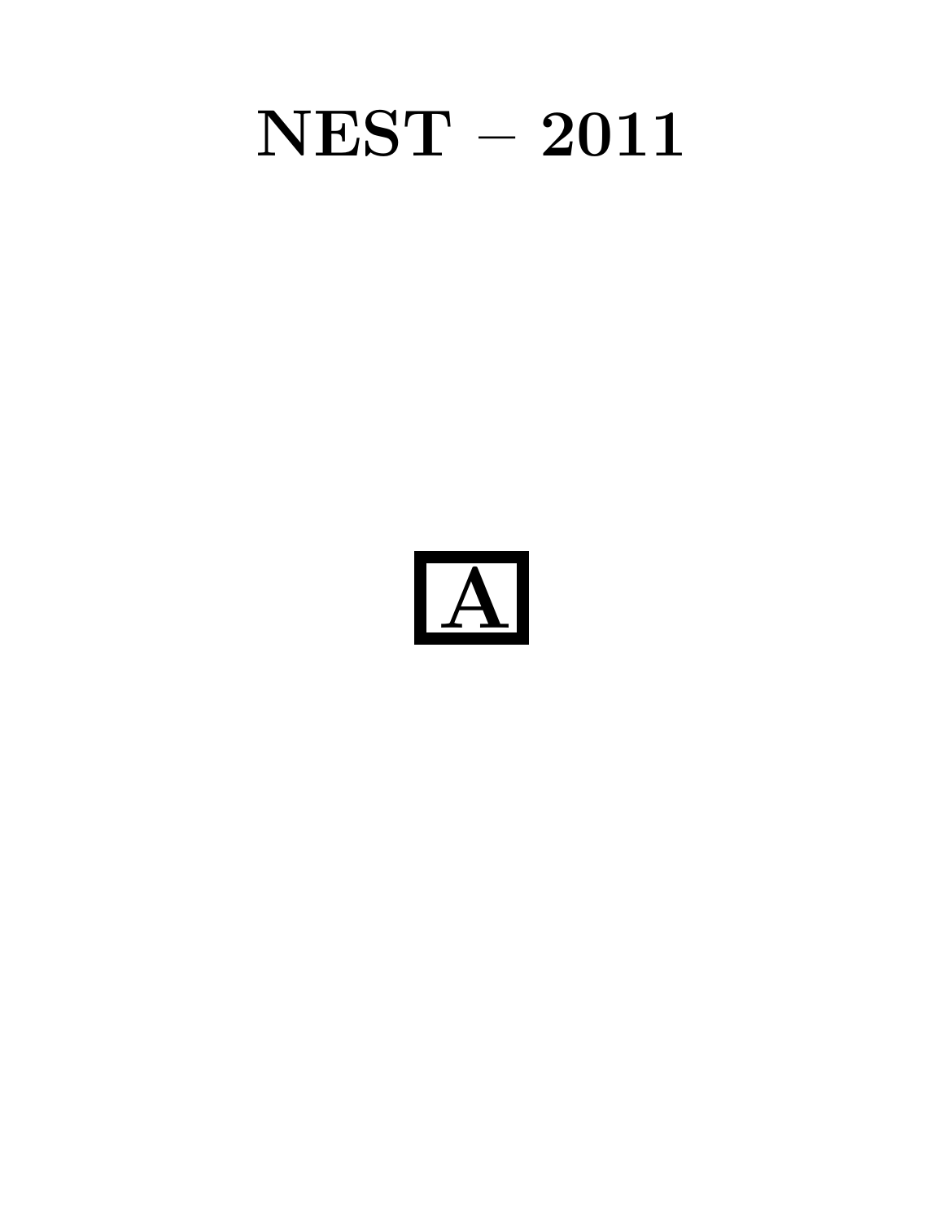# NEST – 2011

**A**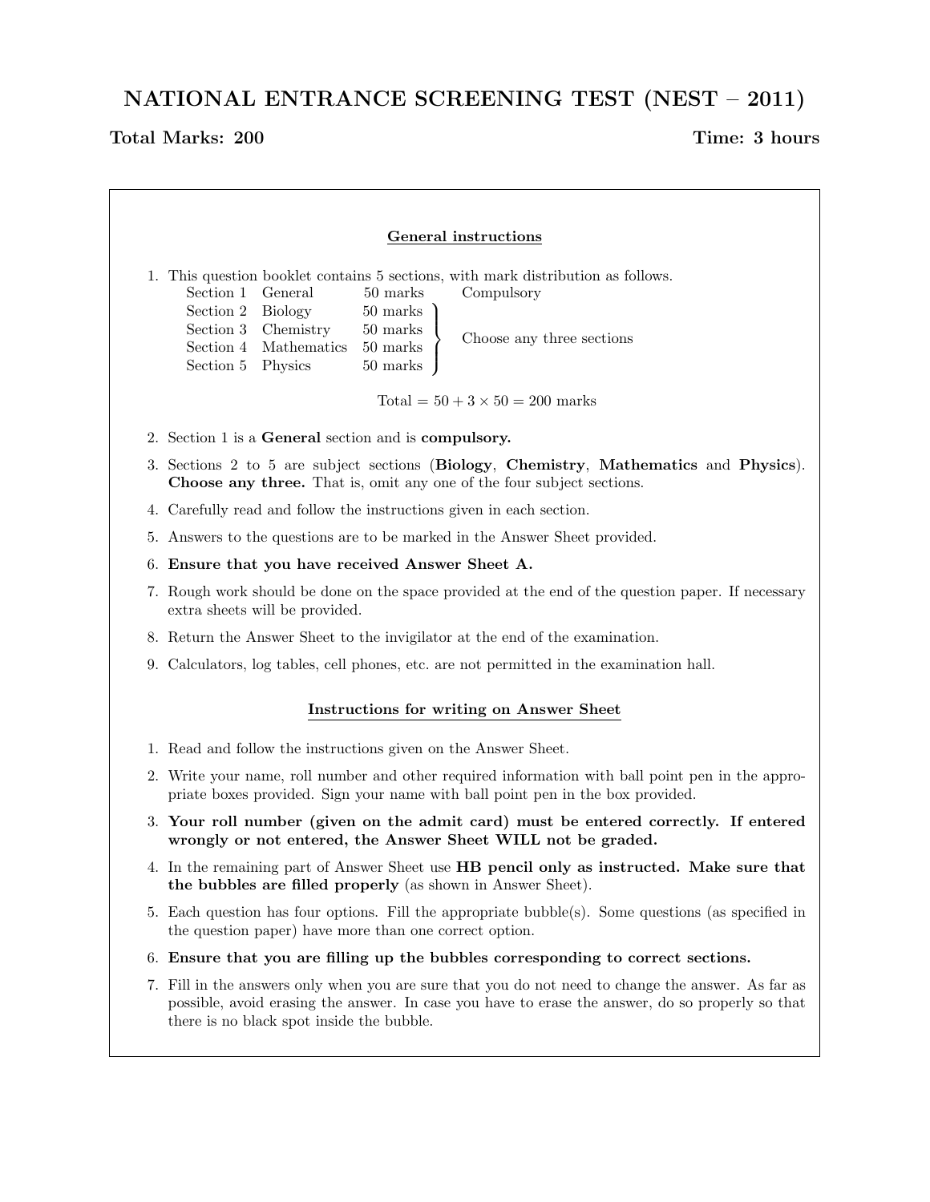# NATIONAL ENTRANCE SCREENING TEST (NEST – 2011)

**Total Marks: 200** **Time: 3 hours**

## General instructions

1. This question booklet contains 5 sections, with mark distribution as follows.

| Section | Subject | Marks | |
|---|---|---|---|
| Section 1 | General | 50 marks | Compulsory |
| Section 2 | Biology | 50 marks | Choose any three sections |
| Section 3 | Chemistry | 50 marks | |
| Section 4 | Mathematics | 50 marks | |
| Section 5 | Physics | 50 marks | |

$$\text{Total} = 50 + 3 \times 50 = 200 \text{ marks}$$

2. Section 1 is a **General** section and is **compulsory.**
3. Sections 2 to 5 are subject sections (**Biology**, **Chemistry**, **Mathematics** and **Physics**). **Choose any three.** That is, omit any one of the four subject sections.
4. Carefully read and follow the instructions given in each section.
5. Answers to the questions are to be marked in the Answer Sheet provided.
6. **Ensure that you have received Answer Sheet A.**
7. Rough work should be done on the space provided at the end of the question paper. If necessary extra sheets will be provided.
8. Return the Answer Sheet to the invigilator at the end of the examination.
9. Calculators, log tables, cell phones, etc. are not permitted in the examination hall.

## Instructions for writing on Answer Sheet

1. Read and follow the instructions given on the Answer Sheet.
2. Write your name, roll number and other required information with ball point pen in the appropriate boxes provided. Sign your name with ball point pen in the box provided.
3. **Your roll number (given on the admit card) must be entered correctly. If entered wrongly or not entered, the Answer Sheet WILL not be graded.**
4. In the remaining part of Answer Sheet use **HB pencil only as instructed. Make sure that the bubbles are filled properly** (as shown in Answer Sheet).
5. Each question has four options. Fill the appropriate bubble(s). Some questions (as specified in the question paper) have more than one correct option.
6. **Ensure that you are filling up the bubbles corresponding to correct sections.**
7. Fill in the answers only when you are sure that you do not need to change the answer. As far as possible, avoid erasing the answer. In case you have to erase the answer, do so properly so that there is no black spot inside the bubble.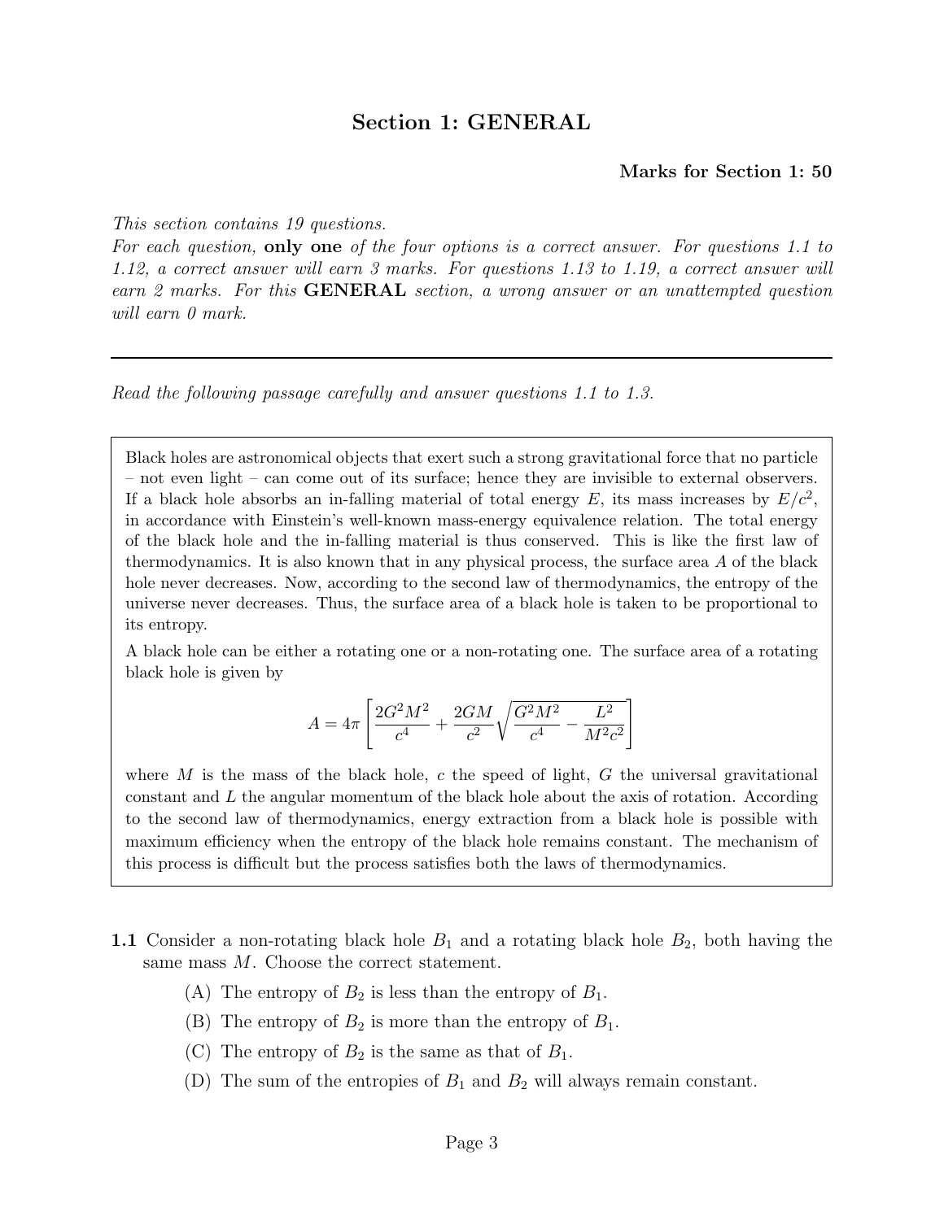## Section 1: GENERAL

**Marks for Section 1: 50**

*This section contains 19 questions.*
*For each question,* **only one** *of the four options is a correct answer. For questions 1.1 to 1.12, a correct answer will earn 3 marks. For questions 1.13 to 1.19, a correct answer will earn 2 marks. For this* **GENERAL** *section, a wrong answer or an unattempted question will earn 0 mark.*

---

*Read the following passage carefully and answer questions 1.1 to 1.3.*

> Black holes are astronomical objects that exert such a strong gravitational force that no particle – not even light – can come out of its surface; hence they are invisible to external observers. If a black hole absorbs an in-falling material of total energy $E$, its mass increases by $E/c^2$, in accordance with Einstein's well-known mass-energy equivalence relation. The total energy of the black hole and the in-falling material is thus conserved. This is like the first law of thermodynamics. It is also known that in any physical process, the surface area $A$ of the black hole never decreases. Now, according to the second law of thermodynamics, the entropy of the universe never decreases. Thus, the surface area of a black hole is taken to be proportional to its entropy.
>
> A black hole can be either a rotating one or a non-rotating one. The surface area of a rotating black hole is given by
>
> $$A = 4\pi \left[ \frac{2G^2M^2}{c^4} + \frac{2GM}{c^2}\sqrt{\frac{G^2M^2}{c^4} - \frac{L^2}{M^2c^2}} \right]$$
>
> where $M$ is the mass of the black hole, $c$ the speed of light, $G$ the universal gravitational constant and $L$ the angular momentum of the black hole about the axis of rotation. According to the second law of thermodynamics, energy extraction from a black hole is possible with maximum efficiency when the entropy of the black hole remains constant. The mechanism of this process is difficult but the process satisfies both the laws of thermodynamics.

**1.1** Consider a non-rotating black hole $B_1$ and a rotating black hole $B_2$, both having the same mass $M$. Choose the correct statement.

(A) The entropy of $B_2$ is less than the entropy of $B_1$.

(B) The entropy of $B_2$ is more than the entropy of $B_1$.

(C) The entropy of $B_2$ is the same as that of $B_1$.

(D) The sum of the entropies of $B_1$ and $B_2$ will always remain constant.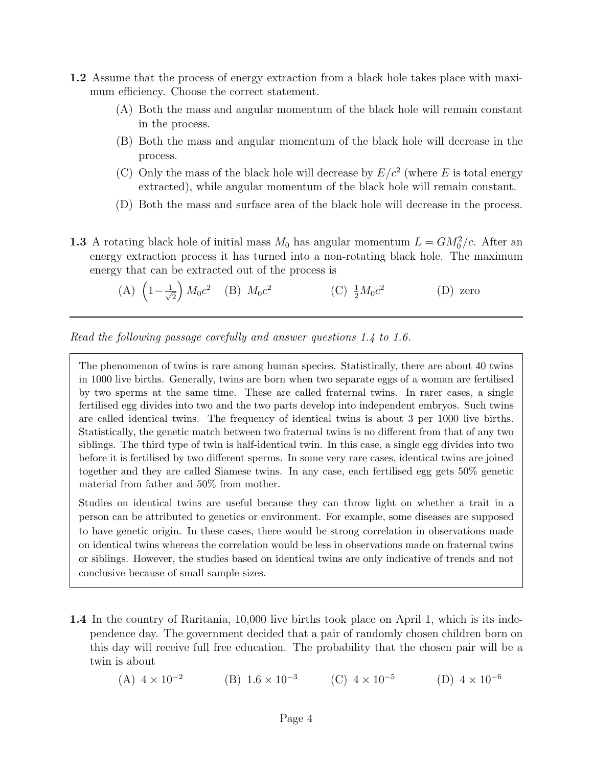**1.2** Assume that the process of energy extraction from a black hole takes place with maximum efficiency. Choose the correct statement.

(A) Both the mass and angular momentum of the black hole will remain constant in the process.

(B) Both the mass and angular momentum of the black hole will decrease in the process.

(C) Only the mass of the black hole will decrease by $E/c^2$ (where $E$ is total energy extracted), while angular momentum of the black hole will remain constant.

(D) Both the mass and surface area of the black hole will decrease in the process.

**1.3** A rotating black hole of initial mass $M_0$ has angular momentum $L = GM_0^2/c$. After an energy extraction process it has turned into a non-rotating black hole. The maximum energy that can be extracted out of the process is

(A) $\left(1 - \frac{1}{\sqrt{2}}\right) M_0c^2$ (B) $M_0c^2$ (C) $\frac{1}{2}M_0c^2$ (D) zero

---

*Read the following passage carefully and answer questions 1.4 to 1.6.*

> The phenomenon of twins is rare among human species. Statistically, there are about 40 twins in 1000 live births. Generally, twins are born when two separate eggs of a woman are fertilised by two sperms at the same time. These are called fraternal twins. In rarer cases, a single fertilised egg divides into two and the two parts develop into independent embryos. Such twins are called identical twins. The frequency of identical twins is about 3 per 1000 live births. Statistically, the genetic match between two fraternal twins is no different from that of any two siblings. The third type of twin is half-identical twin. In this case, a single egg divides into two before it is fertilised by two different sperms. In some very rare cases, identical twins are joined together and they are called Siamese twins. In any case, each fertilised egg gets 50% genetic material from father and 50% from mother.
>
> Studies on identical twins are useful because they can throw light on whether a trait in a person can be attributed to genetics or environment. For example, some diseases are supposed to have genetic origin. In these cases, there would be strong correlation in observations made on identical twins whereas the correlation would be less in observations made on fraternal twins or siblings. However, the studies based on identical twins are only indicative of trends and not conclusive because of small sample sizes.

**1.4** In the country of Raritania, 10,000 live births took place on April 1, which is its independence day. The government decided that a pair of randomly chosen children born on this day will receive full free education. The probability that the chosen pair will be a twin is about

(A) $4 \times 10^{-2}$ (B) $1.6 \times 10^{-3}$ (C) $4 \times 10^{-5}$ (D) $4 \times 10^{-6}$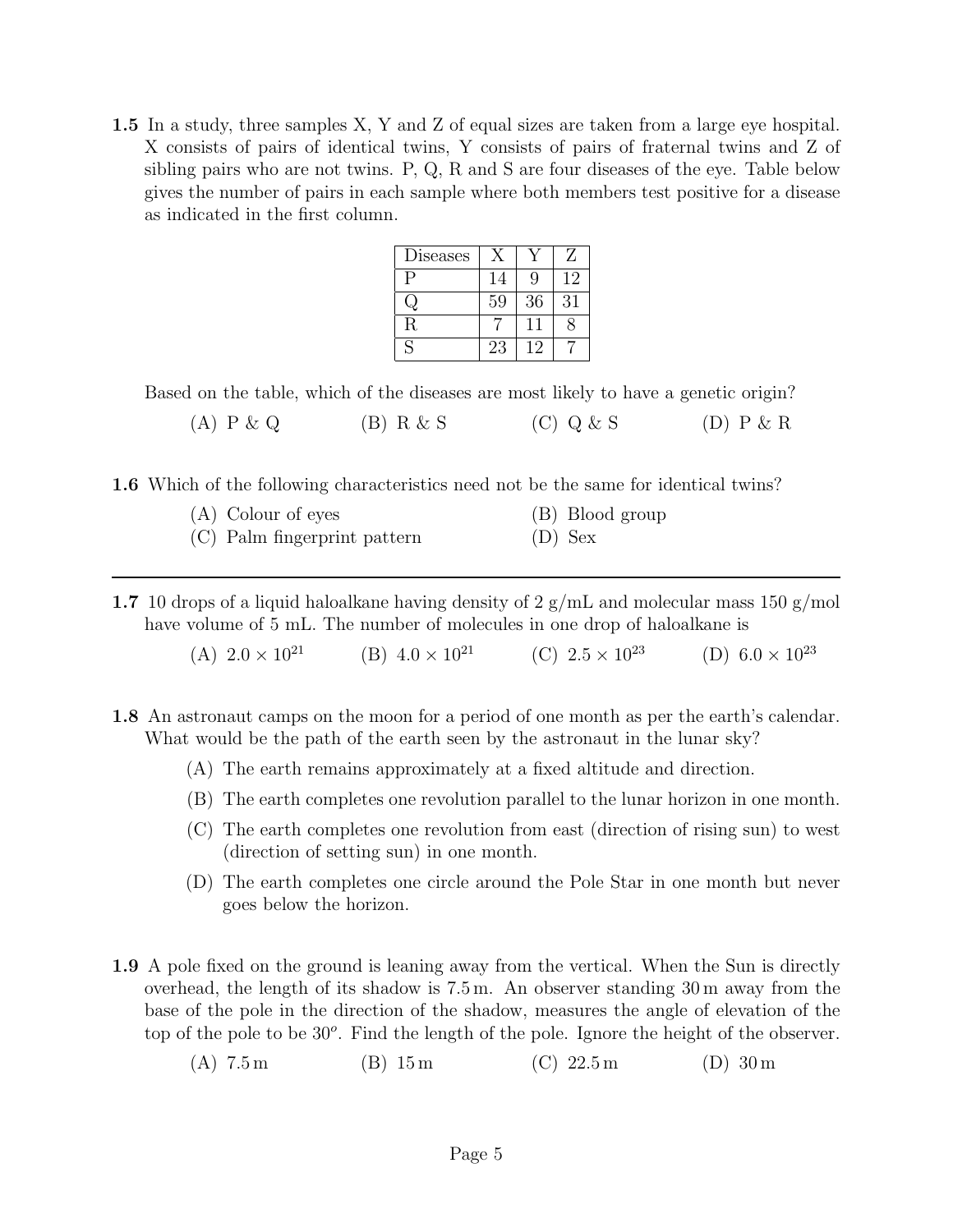**1.5** In a study, three samples X, Y and Z of equal sizes are taken from a large eye hospital. X consists of pairs of identical twins, Y consists of pairs of fraternal twins and Z of sibling pairs who are not twins. P, Q, R and S are four diseases of the eye. Table below gives the number of pairs in each sample where both members test positive for a disease as indicated in the first column.

| Diseases | X | Y | Z |
|---|---|---|---|
| P | 14 | 9 | 12 |
| Q | 59 | 36 | 31 |
| R | 7 | 11 | 8 |
| S | 23 | 12 | 7 |

Based on the table, which of the diseases are most likely to have a genetic origin?

(A) P & Q (B) R & S (C) Q & S (D) P & R

**1.6** Which of the following characteristics need not be the same for identical twins?

(A) Colour of eyes (B) Blood group
(C) Palm fingerprint pattern (D) Sex

---

**1.7** 10 drops of a liquid haloalkane having density of 2 g/mL and molecular mass 150 g/mol have volume of 5 mL. The number of molecules in one drop of haloalkane is

(A) $2.0 \times 10^{21}$ (B) $4.0 \times 10^{21}$ (C) $2.5 \times 10^{23}$ (D) $6.0 \times 10^{23}$

**1.8** An astronaut camps on the moon for a period of one month as per the earth's calendar. What would be the path of the earth seen by the astronaut in the lunar sky?

(A) The earth remains approximately at a fixed altitude and direction.

(B) The earth completes one revolution parallel to the lunar horizon in one month.

(C) The earth completes one revolution from east (direction of rising sun) to west (direction of setting sun) in one month.

(D) The earth completes one circle around the Pole Star in one month but never goes below the horizon.

**1.9** A pole fixed on the ground is leaning away from the vertical. When the Sun is directly overhead, the length of its shadow is 7.5 m. An observer standing 30 m away from the base of the pole in the direction of the shadow, measures the angle of elevation of the top of the pole to be $30^o$. Find the length of the pole. Ignore the height of the observer.

(A) 7.5 m (B) 15 m (C) 22.5 m (D) 30 m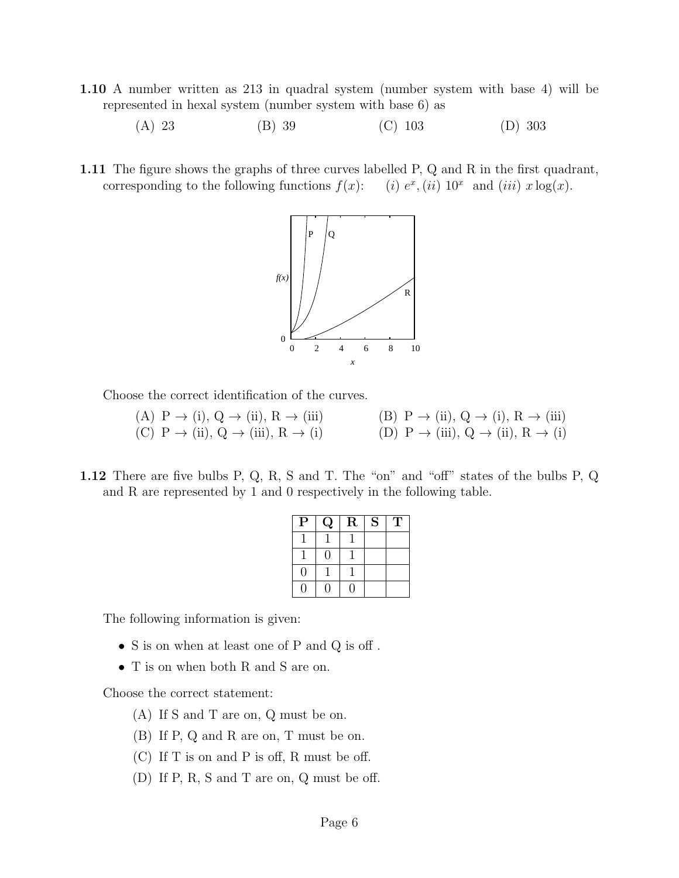**1.10** A number written as 213 in quadral system (number system with base 4) will be represented in hexal system (number system with base 6) as

(A) 23 (B) 39 (C) 103 (D) 303

**1.11** The figure shows the graphs of three curves labelled P, Q and R in the first quadrant, corresponding to the following functions $f(x)$: (i) $e^x$, (ii) $10^x$ and (iii) $x\log(x)$.

Choose the correct identification of the curves.

(A) P → (i), Q → (ii), R → (iii)
(B) P → (ii), Q → (i), R → (iii)
(C) P → (ii), Q → (iii), R → (i)
(D) P → (iii), Q → (ii), R → (i)

**1.12** There are five bulbs P, Q, R, S and T. The "on" and "off" states of the bulbs P, Q and R are represented by 1 and 0 respectively in the following table.

| P | Q | R | S | T |
|---|---|---|---|---|
| 1 | 1 | 1 | | |
| 1 | 0 | 1 | | |
| 0 | 1 | 1 | | |
| 0 | 0 | 0 | | |

The following information is given:

- S is on when at least one of P and Q is off .
- T is on when both R and S are on.

Choose the correct statement:

(A) If S and T are on, Q must be on.

(B) If P, Q and R are on, T must be on.

(C) If T is on and P is off, R must be off.

(D) If P, R, S and T are on, Q must be off.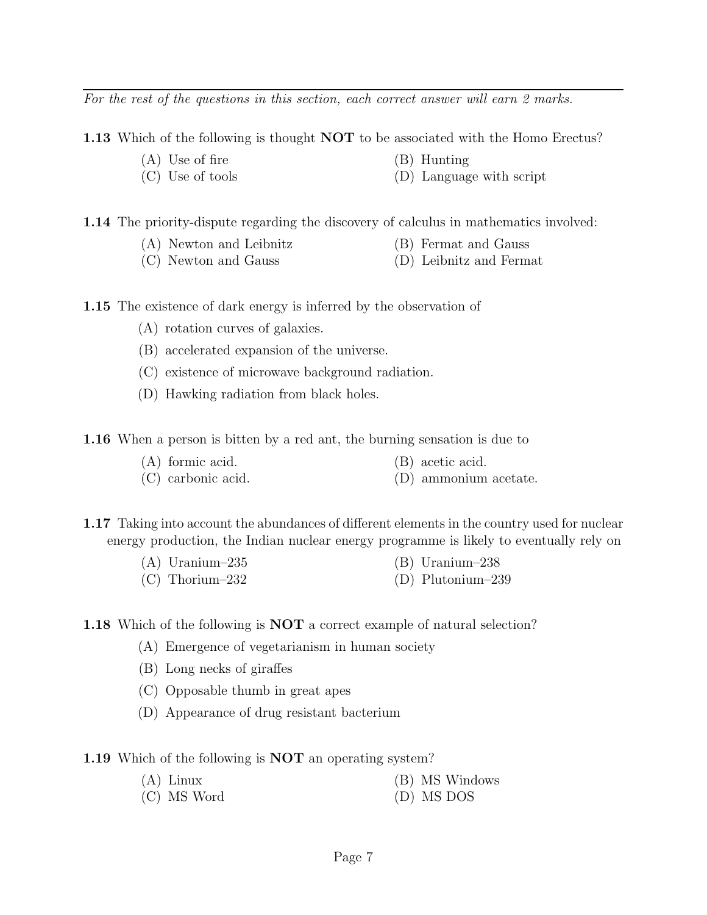*For the rest of the questions in this section, each correct answer will earn 2 marks.*

**1.13** Which of the following is thought **NOT** to be associated with the Homo Erectus?

(A) Use of fire
(B) Hunting
(C) Use of tools
(D) Language with script

**1.14** The priority-dispute regarding the discovery of calculus in mathematics involved:

(A) Newton and Leibnitz
(B) Fermat and Gauss
(C) Newton and Gauss
(D) Leibnitz and Fermat

**1.15** The existence of dark energy is inferred by the observation of

(A) rotation curves of galaxies.

(B) accelerated expansion of the universe.

(C) existence of microwave background radiation.

(D) Hawking radiation from black holes.

**1.16** When a person is bitten by a red ant, the burning sensation is due to

(A) formic acid.
(B) acetic acid.
(C) carbonic acid.
(D) ammonium acetate.

**1.17** Taking into account the abundances of different elements in the country used for nuclear energy production, the Indian nuclear energy programme is likely to eventually rely on

(A) Uranium–235
(B) Uranium–238
(C) Thorium–232
(D) Plutonium–239

**1.18** Which of the following is **NOT** a correct example of natural selection?

(A) Emergence of vegetarianism in human society

(B) Long necks of giraffes

(C) Opposable thumb in great apes

(D) Appearance of drug resistant bacterium

**1.19** Which of the following is **NOT** an operating system?

(A) Linux
(B) MS Windows
(C) MS Word
(D) MS DOS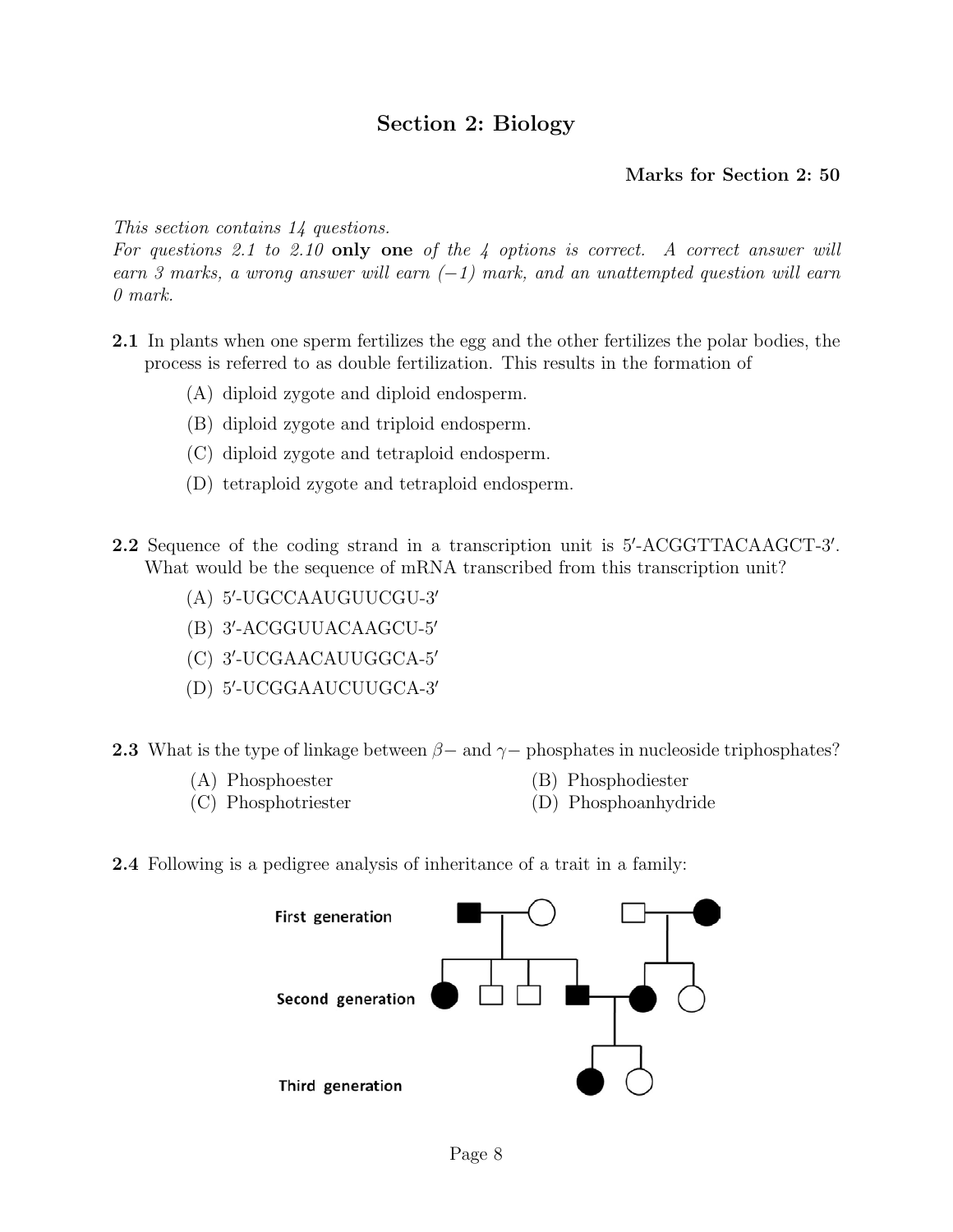## Section 2: Biology

**Marks for Section 2: 50**

*This section contains 14 questions.*
*For questions 2.1 to 2.10* **only one** *of the 4 options is correct. A correct answer will earn 3 marks, a wrong answer will earn (−1) mark, and an unattempted question will earn 0 mark.*

**2.1** In plants when one sperm fertilizes the egg and the other fertilizes the polar bodies, the process is referred to as double fertilization. This results in the formation of

(A) diploid zygote and diploid endosperm.

(B) diploid zygote and triploid endosperm.

(C) diploid zygote and tetraploid endosperm.

(D) tetraploid zygote and tetraploid endosperm.

**2.2** Sequence of the coding strand in a transcription unit is 5′-ACGGTTACAAGCT-3′. What would be the sequence of mRNA transcribed from this transcription unit?

(A) 5′-UGCCAAUGUUCGU-3′

(B) 3′-ACGGUUACAAGCU-5′

(C) 3′-UCGAACAUUGGCA-5′

(D) 5′-UCGGAAUCUUGCA-3′

**2.3** What is the type of linkage between $\beta-$ and $\gamma-$ phosphates in nucleoside triphosphates?

(A) Phosphoester

(B) Phosphodiester

(C) Phosphotriester

(D) Phosphoanhydride

**2.4** Following is a pedigree analysis of inheritance of a trait in a family:

First generation

Second generation

Third generation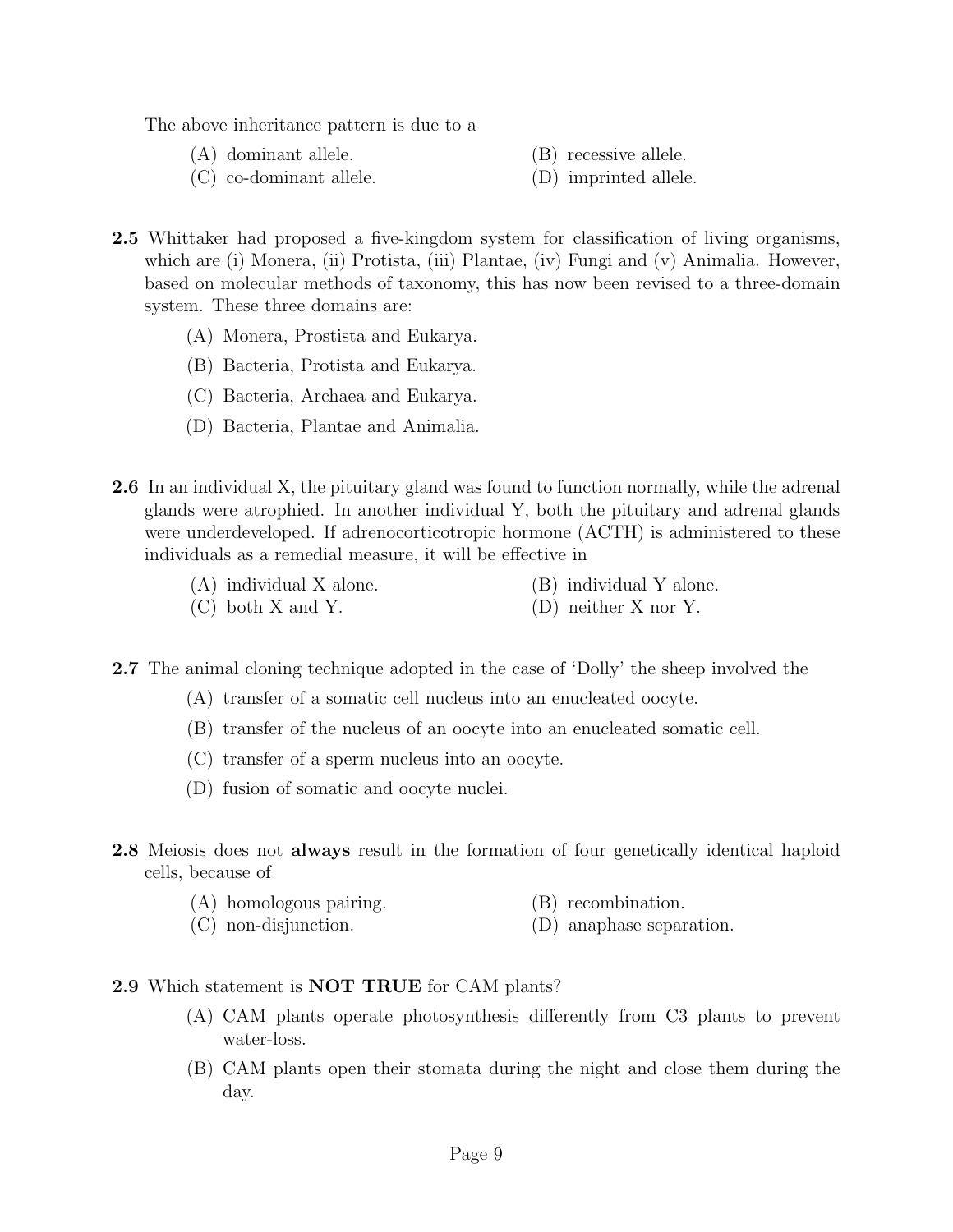The above inheritance pattern is due to a

(A) dominant allele. (B) recessive allele.
(C) co-dominant allele. (D) imprinted allele.

**2.5** Whittaker had proposed a five-kingdom system for classification of living organisms, which are (i) Monera, (ii) Protista, (iii) Plantae, (iv) Fungi and (v) Animalia. However, based on molecular methods of taxonomy, this has now been revised to a three-domain system. These three domains are:

(A) Monera, Prostista and Eukarya.

(B) Bacteria, Protista and Eukarya.

(C) Bacteria, Archaea and Eukarya.

(D) Bacteria, Plantae and Animalia.

**2.6** In an individual X, the pituitary gland was found to function normally, while the adrenal glands were atrophied. In another individual Y, both the pituitary and adrenal glands were underdeveloped. If adrenocorticotropic hormone (ACTH) is administered to these individuals as a remedial measure, it will be effective in

(A) individual X alone. (B) individual Y alone.
(C) both X and Y. (D) neither X nor Y.

**2.7** The animal cloning technique adopted in the case of 'Dolly' the sheep involved the

(A) transfer of a somatic cell nucleus into an enucleated oocyte.

(B) transfer of the nucleus of an oocyte into an enucleated somatic cell.

(C) transfer of a sperm nucleus into an oocyte.

(D) fusion of somatic and oocyte nuclei.

**2.8** Meiosis does not **always** result in the formation of four genetically identical haploid cells, because of

(A) homologous pairing. (B) recombination.
(C) non-disjunction. (D) anaphase separation.

**2.9** Which statement is **NOT TRUE** for CAM plants?

(A) CAM plants operate photosynthesis differently from C3 plants to prevent water-loss.

(B) CAM plants open their stomata during the night and close them during the day.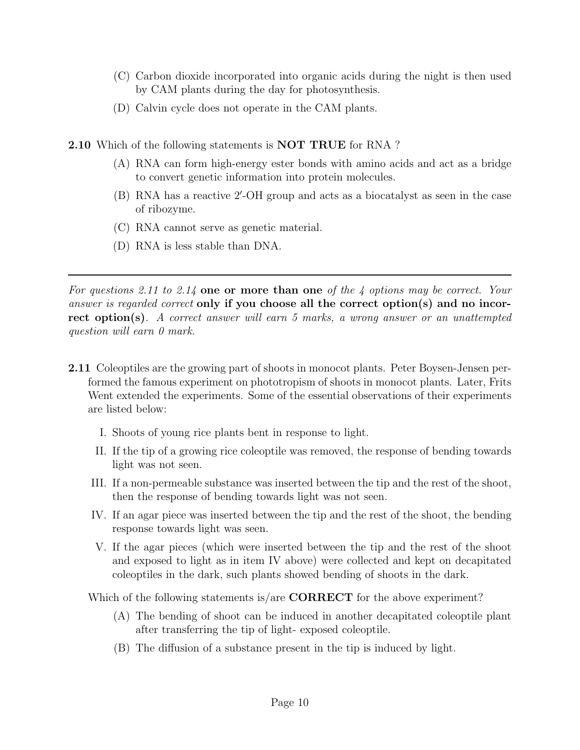(C) Carbon dioxide incorporated into organic acids during the night is then used by CAM plants during the day for photosynthesis.

(D) Calvin cycle does not operate in the CAM plants.

**2.10** Which of the following statements is **NOT TRUE** for RNA ?

(A) RNA can form high-energy ester bonds with amino acids and act as a bridge to convert genetic information into protein molecules.

(B) RNA has a reactive 2′-OH group and acts as a biocatalyst as seen in the case of ribozyme.

(C) RNA cannot serve as genetic material.

(D) RNA is less stable than DNA.

---

*For questions 2.11 to 2.14* **one or more than one** *of the 4 options may be correct. Your answer is regarded correct* **only if you choose all the correct option(s) and no incorrect option(s)**. *A correct answer will earn 5 marks, a wrong answer or an unattempted question will earn 0 mark.*

**2.11** Coleoptiles are the growing part of shoots in monocot plants. Peter Boysen-Jensen performed the famous experiment on phototropism of shoots in monocot plants. Later, Frits Went extended the experiments. Some of the essential observations of their experiments are listed below:

I. Shoots of young rice plants bent in response to light.

II. If the tip of a growing rice coleoptile was removed, the response of bending towards light was not seen.

III. If a non-permeable substance was inserted between the tip and the rest of the shoot, then the response of bending towards light was not seen.

IV. If an agar piece was inserted between the tip and the rest of the shoot, the bending response towards light was seen.

V. If the agar pieces (which were inserted between the tip and the rest of the shoot and exposed to light as in item IV above) were collected and kept on decapitated coleoptiles in the dark, such plants showed bending of shoots in the dark.

Which of the following statements is/are **CORRECT** for the above experiment?

(A) The bending of shoot can be induced in another decapitated coleoptile plant after transferring the tip of light- exposed coleoptile.

(B) The diffusion of a substance present in the tip is induced by light.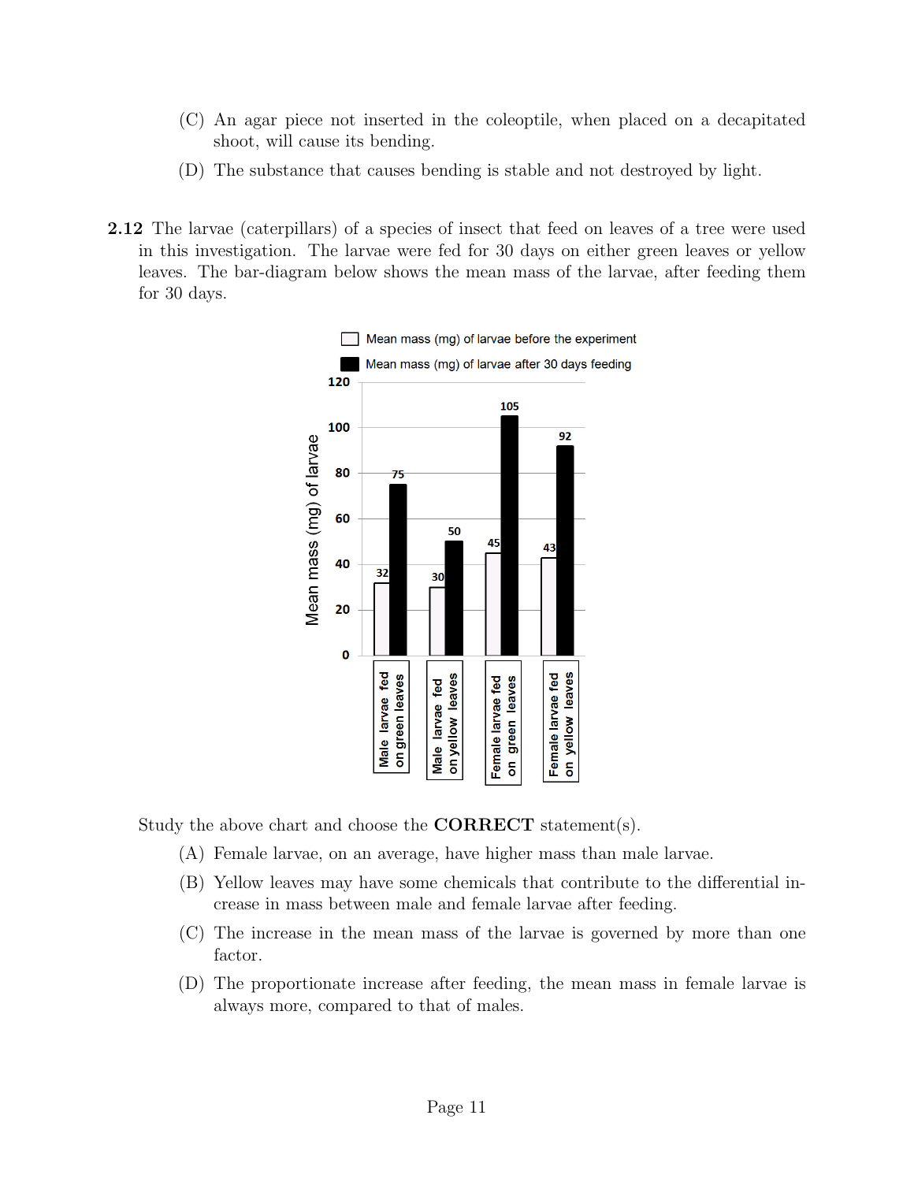(C) An agar piece not inserted in the coleoptile, when placed on a decapitated shoot, will cause its bending.

(D) The substance that causes bending is stable and not destroyed by light.

**2.12** The larvae (caterpillars) of a species of insect that feed on leaves of a tree were used in this investigation. The larvae were fed for 30 days on either green leaves or yellow leaves. The bar-diagram below shows the mean mass of the larvae, after feeding them for 30 days.

| | Mean mass (mg) of larvae before the experiment | Mean mass (mg) of larvae after 30 days feeding |
|---|---|---|
| Male larvae fed on green leaves | 32 | 75 |
| Male larvae fed on yellow leaves | 30 | 50 |
| Female larvae fed on green leaves | 45 | 105 |
| Female larvae fed on yellow leaves | 43 | 92 |

Study the above chart and choose the **CORRECT** statement(s).

(A) Female larvae, on an average, have higher mass than male larvae.

(B) Yellow leaves may have some chemicals that contribute to the differential increase in mass between male and female larvae after feeding.

(C) The increase in the mean mass of the larvae is governed by more than one factor.

(D) The proportionate increase after feeding, the mean mass in female larvae is always more, compared to that of males.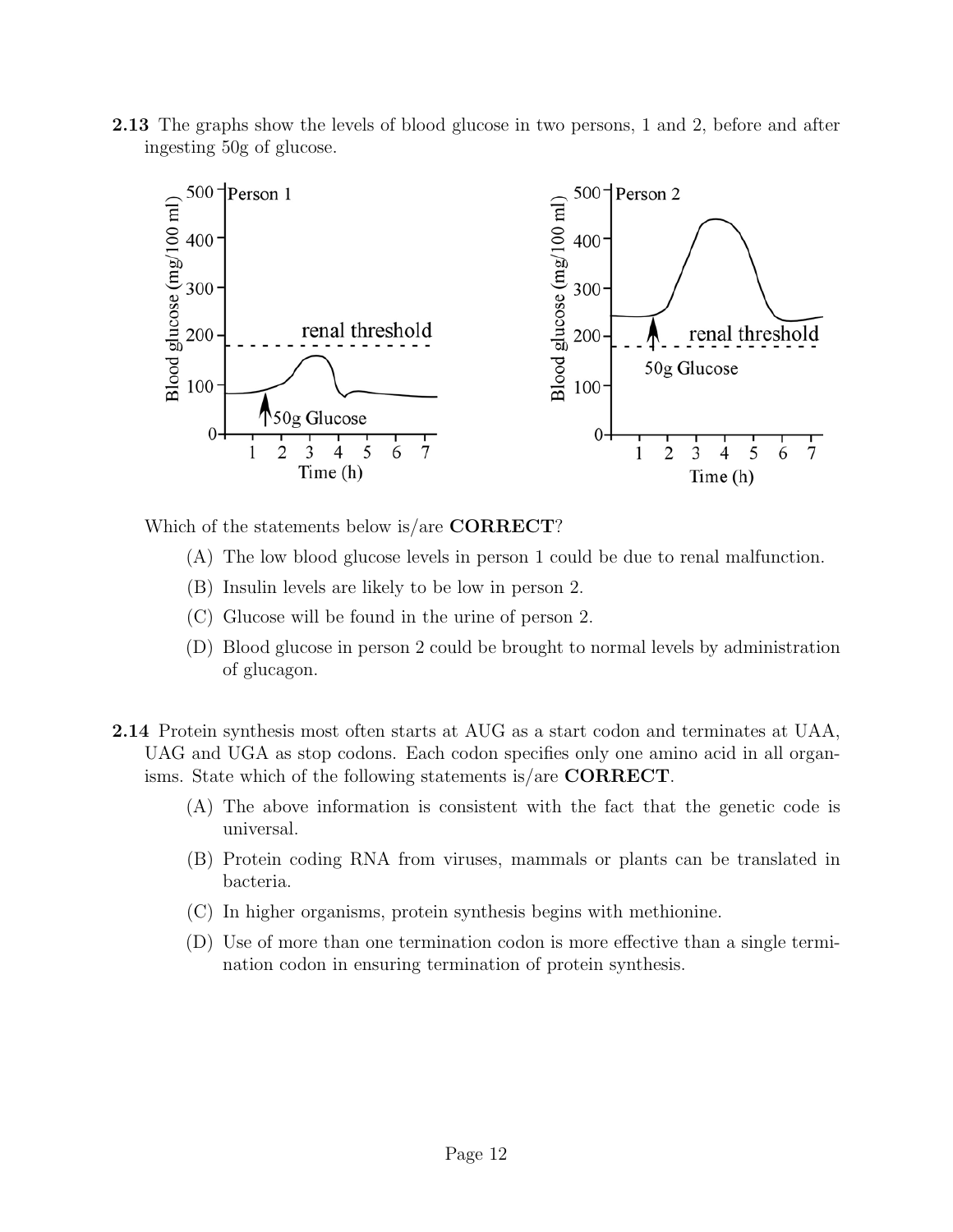**2.13** The graphs show the levels of blood glucose in two persons, 1 and 2, before and after ingesting 50g of glucose.

Which of the statements below is/are **CORRECT**?

(A) The low blood glucose levels in person 1 could be due to renal malfunction.

(B) Insulin levels are likely to be low in person 2.

(C) Glucose will be found in the urine of person 2.

(D) Blood glucose in person 2 could be brought to normal levels by administration of glucagon.

**2.14** Protein synthesis most often starts at AUG as a start codon and terminates at UAA, UAG and UGA as stop codons. Each codon specifies only one amino acid in all organisms. State which of the following statements is/are **CORRECT**.

(A) The above information is consistent with the fact that the genetic code is universal.

(B) Protein coding RNA from viruses, mammals or plants can be translated in bacteria.

(C) In higher organisms, protein synthesis begins with methionine.

(D) Use of more than one termination codon is more effective than a single termination codon in ensuring termination of protein synthesis.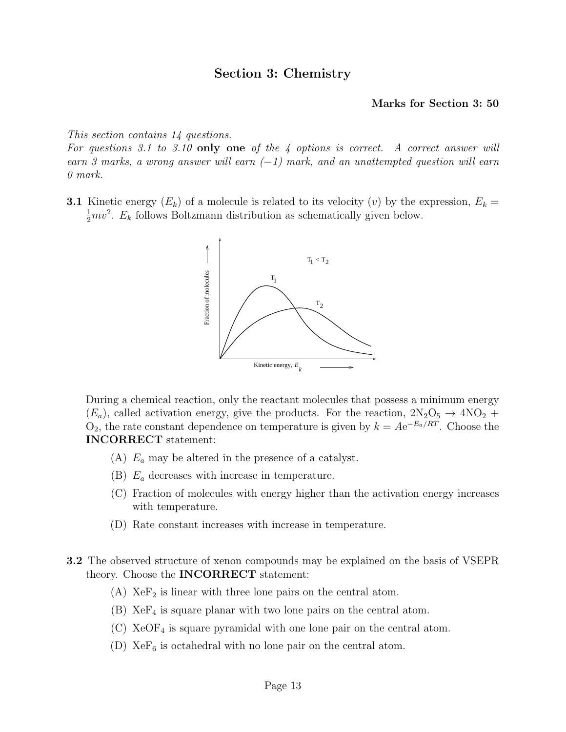## Section 3: Chemistry

**Marks for Section 3: 50**

*This section contains 14 questions.*
*For questions 3.1 to 3.10* **only one** *of the 4 options is correct. A correct answer will earn 3 marks, a wrong answer will earn (−1) mark, and an unattempted question will earn 0 mark.*

**3.1** Kinetic energy ($E_k$) of a molecule is related to its velocity ($v$) by the expression, $E_k = \frac{1}{2}mv^2$. $E_k$ follows Boltzmann distribution as schematically given below.

During a chemical reaction, only the reactant molecules that possess a minimum energy ($E_a$), called activation energy, give the products. For the reaction, $2N_2O_5 \rightarrow 4NO_2 + O_2$, the rate constant dependence on temperature is given by $k = A\mathrm{e}^{-E_a/RT}$. Choose the **INCORRECT** statement:

(A) $E_a$ may be altered in the presence of a catalyst.

(B) $E_a$ decreases with increase in temperature.

(C) Fraction of molecules with energy higher than the activation energy increases with temperature.

(D) Rate constant increases with increase in temperature.

**3.2** The observed structure of xenon compounds may be explained on the basis of VSEPR theory. Choose the **INCORRECT** statement:

(A) $XeF_2$ is linear with three lone pairs on the central atom.

(B) $XeF_4$ is square planar with two lone pairs on the central atom.

(C) $XeOF_4$ is square pyramidal with one lone pair on the central atom.

(D) $XeF_6$ is octahedral with no lone pair on the central atom.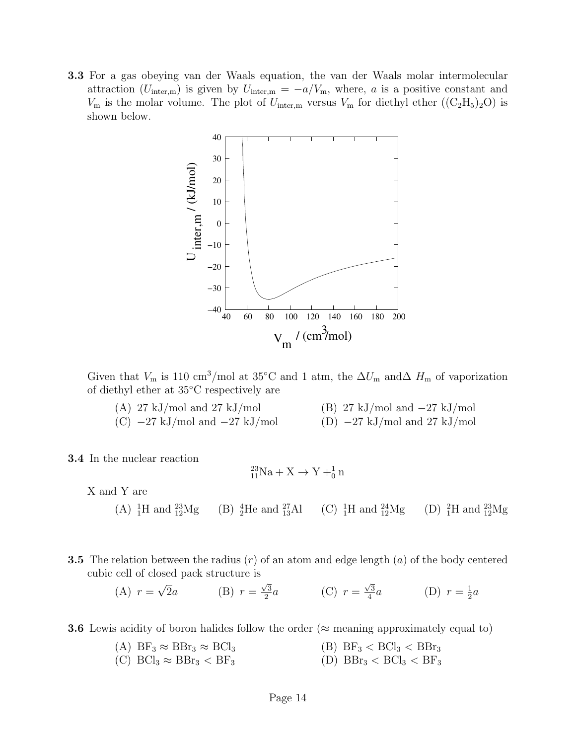**3.3** For a gas obeying van der Waals equation, the van der Waals molar intermolecular attraction ($U_{\text{inter,m}}$) is given by $U_{\text{inter,m}} = -a/V_{\text{m}}$, where, $a$ is a positive constant and $V_{\text{m}}$ is the molar volume. The plot of $U_{\text{inter,m}}$ versus $V_{\text{m}}$ for diethyl ether ($(C_2H_5)_2O$) is shown below.

Given that $V_{\text{m}}$ is 110 $\text{cm}^3$/mol at 35°C and 1 atm, the $\Delta U_{\text{m}}$ and $\Delta\ H_{\text{m}}$ of vaporization of diethyl ether at 35°C respectively are

(A) 27 kJ/mol and 27 kJ/mol

(B) 27 kJ/mol and −27 kJ/mol

(C) −27 kJ/mol and −27 kJ/mol

(D) −27 kJ/mol and 27 kJ/mol

**3.4** In the nuclear reaction

$$^{23}_{11}\text{Na} + \text{X} \rightarrow \text{Y} + ^{1}_{0}\text{n}$$

X and Y are

(A) $^{1}_{1}\text{H}$ and $^{23}_{12}\text{Mg}$ (B) $^{4}_{2}\text{He}$ and $^{27}_{13}\text{Al}$ (C) $^{1}_{1}\text{H}$ and $^{24}_{12}\text{Mg}$ (D) $^{2}_{1}\text{H}$ and $^{23}_{12}\text{Mg}$

**3.5** The relation between the radius ($r$) of an atom and edge length ($a$) of the body centered cubic cell of closed pack structure is

(A) $r = \sqrt{2}a$ (B) $r = \frac{\sqrt{3}}{2}a$ (C) $r = \frac{\sqrt{3}}{4}a$ (D) $r = \frac{1}{2}a$

**3.6** Lewis acidity of boron halides follow the order (≈ meaning approximately equal to)

(A) $BF_3 \approx BBr_3 \approx BCl_3$

(B) $BF_3 < BCl_3 < BBr_3$

(C) $BCl_3 \approx BBr_3 < BF_3$

(D) $BBr_3 < BCl_3 < BF_3$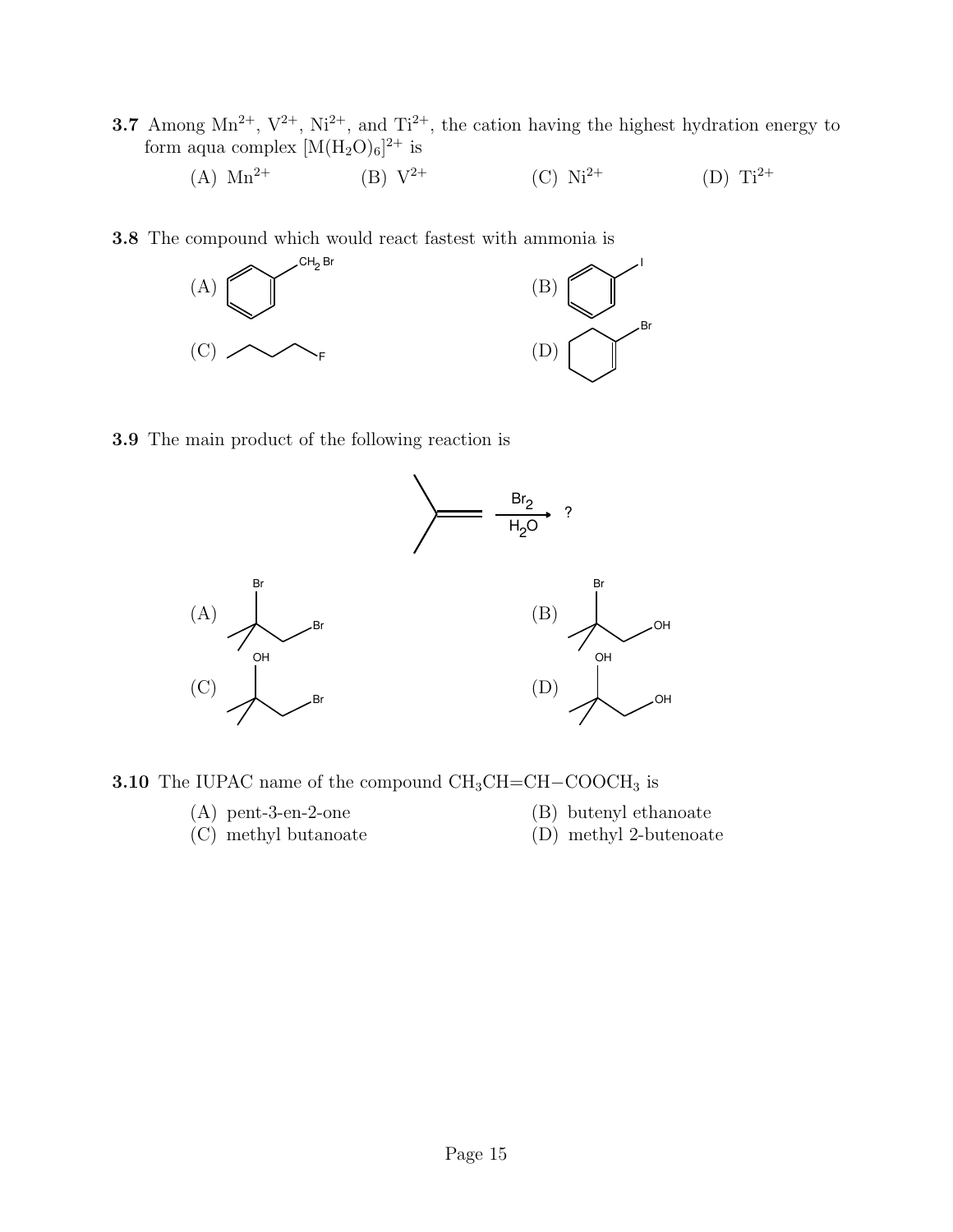**3.7** Among $Mn^{2+}$, $V^{2+}$, $Ni^{2+}$, and $Ti^{2+}$, the cation having the highest hydration energy to form aqua complex $[M(H_2O)_6]^{2+}$ is

(A) $Mn^{2+}$ (B) $V^{2+}$ (C) $Ni^{2+}$ (D) $Ti^{2+}$

**3.8** The compound which would react fastest with ammonia is

(A) $C_6H_5CH_2Br$ (benzyl bromide)

(B) $C_6H_5I$ (iodobenzene)

(C) $CH_3CH_2CH_2CH_2F$ (1-fluorobutane)

(D) 1-bromocyclohexene

**3.9** The main product of the following reaction is

$$(CH_3)_2C{=}CH_2 \xrightarrow[H_2O]{Br_2} ?$$

(A) $(CH_3)_2CBr{-}CH_2Br$

(B) $(CH_3)_2CBr{-}CH_2OH$

(C) $(CH_3)_2C(OH){-}CH_2Br$

(D) $(CH_3)_2C(OH){-}CH_2OH$

**3.10** The IUPAC name of the compound $CH_3CH{=}CH{-}COOCH_3$ is

(A) pent-3-en-2-one (B) butenyl ethanoate
(C) methyl butanoate (D) methyl 2-butenoate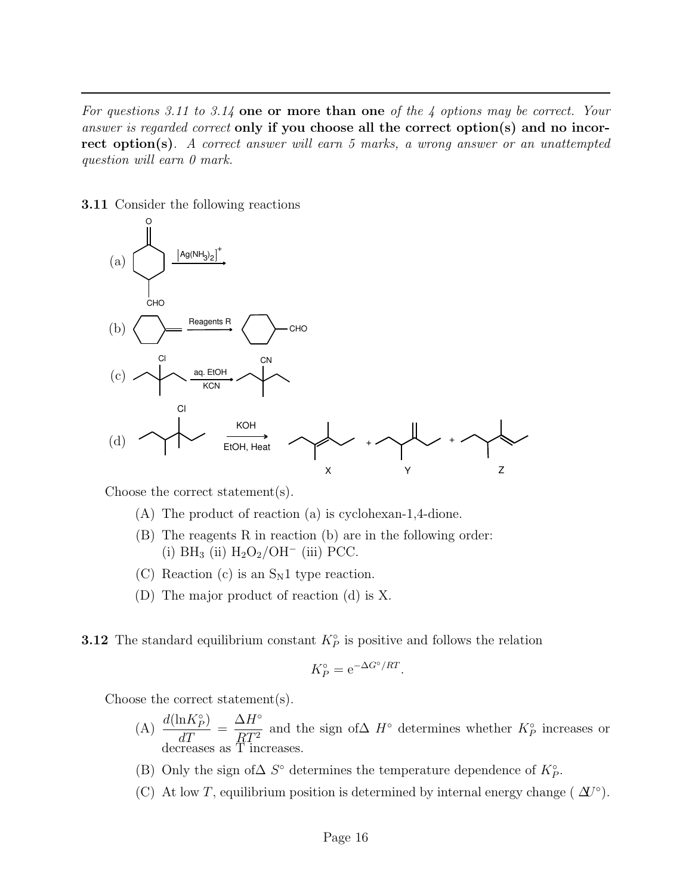*For questions 3.11 to 3.14* **one or more than one** *of the 4 options may be correct. Your answer is regarded correct* **only if you choose all the correct option(s) and no incorrect option(s)**. *A correct answer will earn 5 marks, a wrong answer or an unattempted question will earn 0 mark.*

**3.11** Consider the following reactions

(a) 4-oxocyclohexane-1-carbaldehyde $\xrightarrow{[Ag(NH_3)_2]^+}$

(b) methylenecyclohexane $\xrightarrow{\text{Reagents R}}$ cyclohexane–CHO

(c) 3-chloro-3-methylpentane $\xrightarrow[\text{KCN}]{\text{aq. EtOH}}$ 3-cyano-3-methylpentane

(d) 3-chloro-3,4-dimethylhexane $\xrightarrow[\text{EtOH, Heat}]{\text{KOH}}$ X + Y + Z

Choose the correct statement(s).

(A) The product of reaction (a) is cyclohexan-1,4-dione.

(B) The reagents R in reaction (b) are in the following order: (i) $BH_3$ (ii) $H_2O_2/OH^-$ (iii) PCC.

(C) Reaction (c) is an $S_N1$ type reaction.

(D) The major product of reaction (d) is X.

**3.12** The standard equilibrium constant $K_P^\circ$ is positive and follows the relation

$$K_P^\circ = e^{-\Delta G^\circ/RT}.$$

Choose the correct statement(s).

(A) $\dfrac{d(\ln K_P^\circ)}{dT} = \dfrac{\Delta H^\circ}{RT^2}$ and the sign of $\Delta H^\circ$ determines whether $K_P^\circ$ increases or decreases as T increases.

(B) Only the sign of $\Delta S^\circ$ determines the temperature dependence of $K_P^\circ$.

(C) At low $T$, equilibrium position is determined by internal energy change ( $\Delta U^\circ$).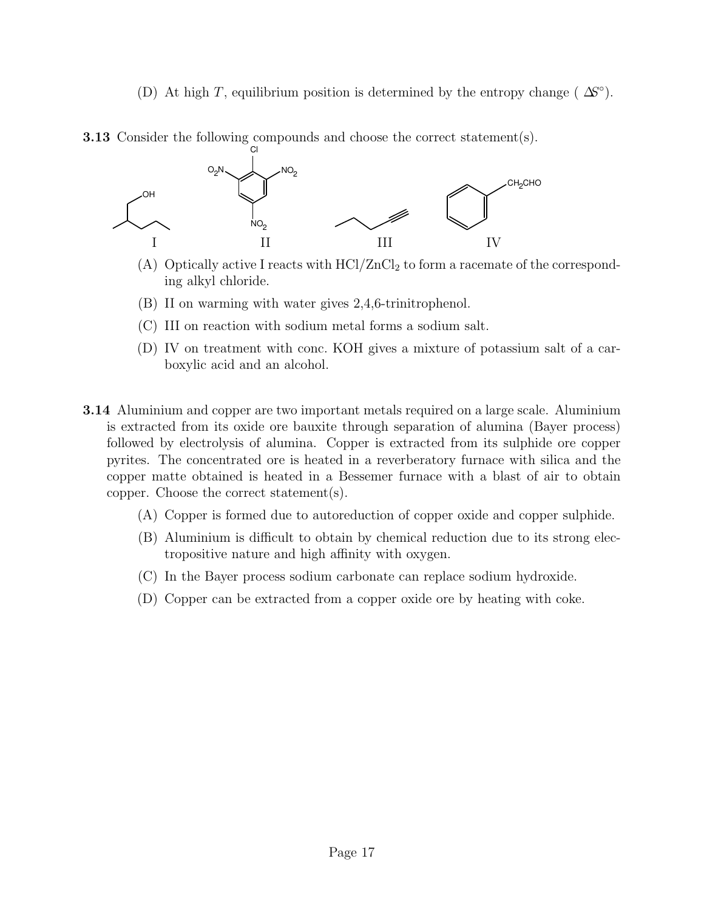(D) At high $T$, equilibrium position is determined by the entropy change ( $\Delta S^\circ$).

**3.13** Consider the following compounds and choose the correct statement(s).

I II III IV

(A) Optically active I reacts with $HCl/ZnCl_2$ to form a racemate of the corresponding alkyl chloride.

(B) II on warming with water gives 2,4,6-trinitrophenol.

(C) III on reaction with sodium metal forms a sodium salt.

(D) IV on treatment with conc. KOH gives a mixture of potassium salt of a carboxylic acid and an alcohol.

**3.14** Aluminium and copper are two important metals required on a large scale. Aluminium is extracted from its oxide ore bauxite through separation of alumina (Bayer process) followed by electrolysis of alumina. Copper is extracted from its sulphide ore copper pyrites. The concentrated ore is heated in a reverberatory furnace with silica and the copper matte obtained is heated in a Bessemer furnace with a blast of air to obtain copper. Choose the correct statement(s).

(A) Copper is formed due to autoreduction of copper oxide and copper sulphide.

(B) Aluminium is difficult to obtain by chemical reduction due to its strong electropositive nature and high affinity with oxygen.

(C) In the Bayer process sodium carbonate can replace sodium hydroxide.

(D) Copper can be extracted from a copper oxide ore by heating with coke.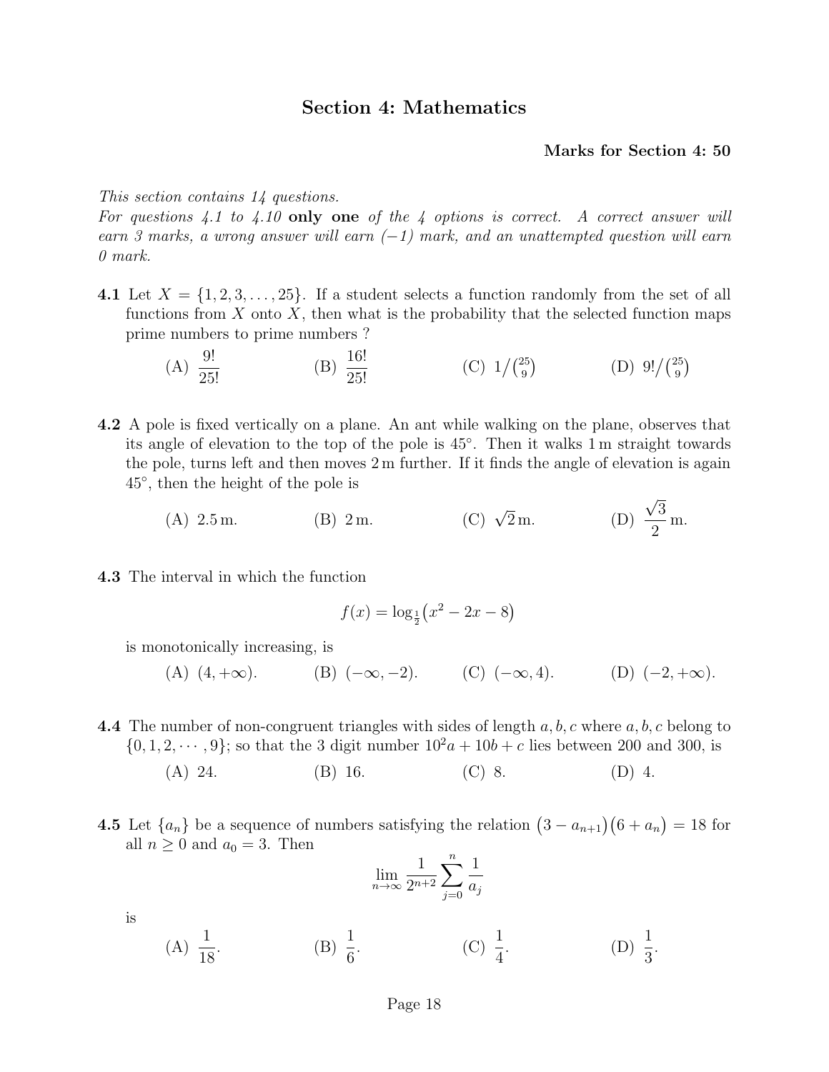## Section 4: Mathematics

**Marks for Section 4: 50**

*This section contains 14 questions.*
*For questions 4.1 to 4.10* **only one** *of the 4 options is correct. A correct answer will earn 3 marks, a wrong answer will earn (−1) mark, and an unattempted question will earn 0 mark.*

**4.1** Let $X = \{1, 2, 3, \ldots, 25\}$. If a student selects a function randomly from the set of all functions from $X$ onto $X$, then what is the probability that the selected function maps prime numbers to prime numbers ?

(A) $\dfrac{9!}{25!}$ (B) $\dfrac{16!}{25!}$ (C) $1/\binom{25}{9}$ (D) $9!/\binom{25}{9}$

**4.2** A pole is fixed vertically on a plane. An ant while walking on the plane, observes that its angle of elevation to the top of the pole is $45^\circ$. Then it walks 1 m straight towards the pole, turns left and then moves 2 m further. If it finds the angle of elevation is again $45^\circ$, then the height of the pole is

(A) 2.5 m. (B) 2 m. (C) $\sqrt{2}$ m. (D) $\dfrac{\sqrt{3}}{2}$ m.

**4.3** The interval in which the function

$$f(x) = \log_{\frac{1}{2}}\big(x^2 - 2x - 8\big)$$

is monotonically increasing, is

(A) $(4, +\infty)$. (B) $(-\infty, -2)$. (C) $(-\infty, 4)$. (D) $(-2, +\infty)$.

**4.4** The number of non-congruent triangles with sides of length $a, b, c$ where $a, b, c$ belong to $\{0, 1, 2, \cdots, 9\}$; so that the 3 digit number $10^2a + 10b + c$ lies between 200 and 300, is

(A) 24. (B) 16. (C) 8. (D) 4.

**4.5** Let $\{a_n\}$ be a sequence of numbers satisfying the relation $\big(3 - a_{n+1}\big)\big(6 + a_n\big) = 18$ for all $n \geq 0$ and $a_0 = 3$. Then

$$\lim_{n\to\infty} \frac{1}{2^{n+2}} \sum_{j=0}^{n} \frac{1}{a_j}$$

is

(A) $\dfrac{1}{18}$. (B) $\dfrac{1}{6}$. (C) $\dfrac{1}{4}$. (D) $\dfrac{1}{3}$.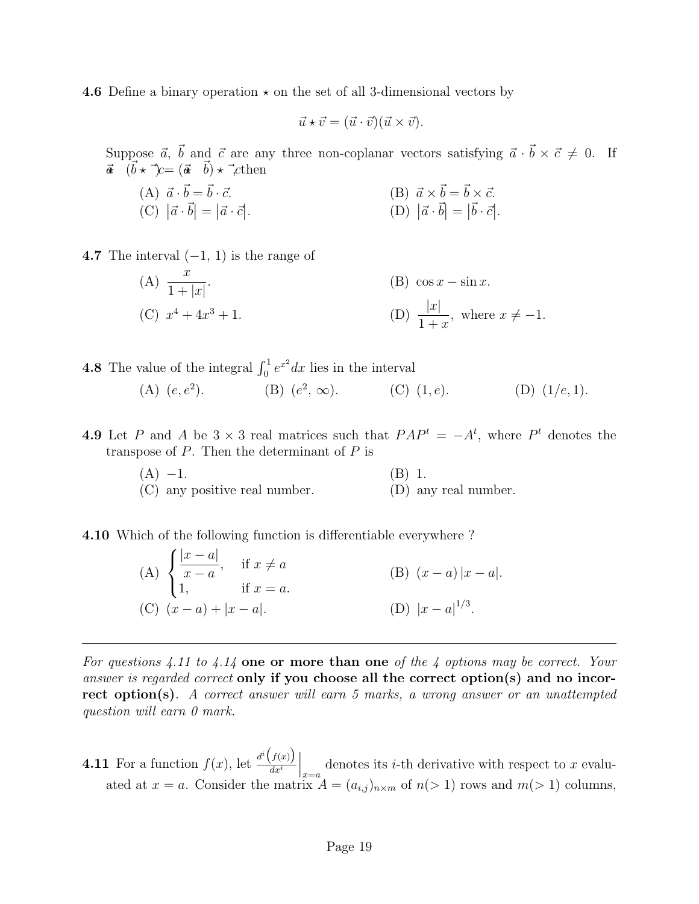**4.6** Define a binary operation $\star$ on the set of all 3-dimensional vectors by

$$\vec{u} \star \vec{v} = (\vec{u} \cdot \vec{v})(\vec{u} \times \vec{v}).$$

Suppose $\vec{a}$, $\vec{b}$ and $\vec{c}$ are any three non-coplanar vectors satisfying $\vec{a} \cdot \vec{b} \times \vec{c} \neq 0$. If $\vec{a} \star (\vec{b} \star \vec{c}) = (\vec{a} \star \vec{b}) \star \vec{c}$, then

(A) $\vec{a} \cdot \vec{b} = \vec{b} \cdot \vec{c}$.  
(B) $\vec{a} \times \vec{b} = \vec{b} \times \vec{c}$.  
(C) $|\vec{a} \cdot \vec{b}| = |\vec{a} \cdot \vec{c}|$.  
(D) $|\vec{a} \cdot \vec{b}| = |\vec{b} \cdot \vec{c}|$.

**4.7** The interval $(-1, 1)$ is the range of

(A) $\dfrac{x}{1+|x|}$.  
(B) $\cos x - \sin x$.  
(C) $x^4 + 4x^3 + 1$.  
(D) $\dfrac{|x|}{1+x}$, where $x \neq -1$.

**4.8** The value of the integral $\int_0^1 e^{x^2} dx$ lies in the interval

(A) $(e, e^2)$.  
(B) $(e^2, \infty)$.  
(C) $(1, e)$.  
(D) $(1/e, 1)$.

**4.9** Let $P$ and $A$ be $3 \times 3$ real matrices such that $PAP^t = -A^t$, where $P^t$ denotes the transpose of $P$. Then the determinant of $P$ is

(A) $-1$.  
(B) $1$.  
(C) any positive real number.  
(D) any real number.

**4.10** Which of the following function is differentiable everywhere ?

(A) $\begin{cases} \dfrac{|x-a|}{x-a}, & \text{if } x \neq a \\ 1, & \text{if } x = a. \end{cases}$  
(B) $(x-a)\,|x-a|$.  
(C) $(x-a) + |x-a|$.  
(D) $|x-a|^{1/3}$.

---

*For questions 4.11 to 4.14* **one or more than one** *of the 4 options may be correct. Your answer is regarded correct* **only if you choose all the correct option(s) and no incorrect option(s)**. *A correct answer will earn 5 marks, a wrong answer or an unattempted question will earn 0 mark.*

**4.11** For a function $f(x)$, let $\left.\frac{d^i\left(f(x)\right)}{dx^i}\right|_{x=a}$ denotes its $i$-th derivative with respect to $x$ evaluated at $x = a$. Consider the matrix $A = (a_{i,j})_{n \times m}$ of $n (> 1)$ rows and $m (> 1)$ columns,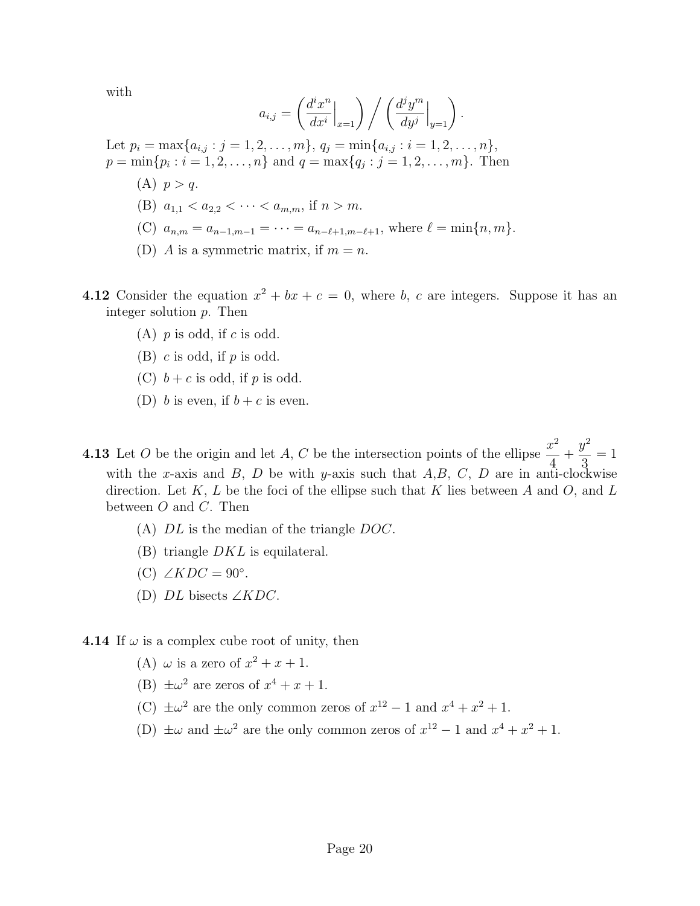with

$$a_{i,j} = \left( \frac{d^i x^n}{dx^i}\Big|_{x=1} \right) \Big/ \left( \frac{d^j y^m}{dy^j}\Big|_{y=1} \right).$$

Let $p_i = \max\{a_{i,j} : j = 1, 2, \ldots, m\}$, $q_j = \min\{a_{i,j} : i = 1, 2, \ldots, n\}$, $p = \min\{p_i : i = 1, 2, \ldots, n\}$ and $q = \max\{q_j : j = 1, 2, \ldots, m\}$. Then

(A) $p > q$.

(B) $a_{1,1} < a_{2,2} < \cdots < a_{m,m}$, if $n > m$.

(C) $a_{n,m} = a_{n-1,m-1} = \cdots = a_{n-\ell+1,m-\ell+1}$, where $\ell = \min\{n, m\}$.

(D) $A$ is a symmetric matrix, if $m = n$.

**4.12** Consider the equation $x^2 + bx + c = 0$, where $b$, $c$ are integers. Suppose it has an integer solution $p$. Then

(A) $p$ is odd, if $c$ is odd.

(B) $c$ is odd, if $p$ is odd.

(C) $b + c$ is odd, if $p$ is odd.

(D) $b$ is even, if $b + c$ is even.

**4.13** Let $O$ be the origin and let $A$, $C$ be the intersection points of the ellipse $\frac{x^2}{4} + \frac{y^2}{3} = 1$ with the $x$-axis and $B$, $D$ be with $y$-axis such that $A$,$B$, $C$, $D$ are in anti-clockwise direction. Let $K$, $L$ be the foci of the ellipse such that $K$ lies between $A$ and $O$, and $L$ between $O$ and $C$. Then

(A) $DL$ is the median of the triangle $DOC$.

(B) triangle $DKL$ is equilateral.

(C) $\angle KDC = 90°$.

(D) $DL$ bisects $\angle KDC$.

**4.14** If $\omega$ is a complex cube root of unity, then

(A) $\omega$ is a zero of $x^2 + x + 1$.

(B) $\pm\omega^2$ are zeros of $x^4 + x + 1$.

(C) $\pm\omega^2$ are the only common zeros of $x^{12} - 1$ and $x^4 + x^2 + 1$.

(D) $\pm\omega$ and $\pm\omega^2$ are the only common zeros of $x^{12} - 1$ and $x^4 + x^2 + 1$.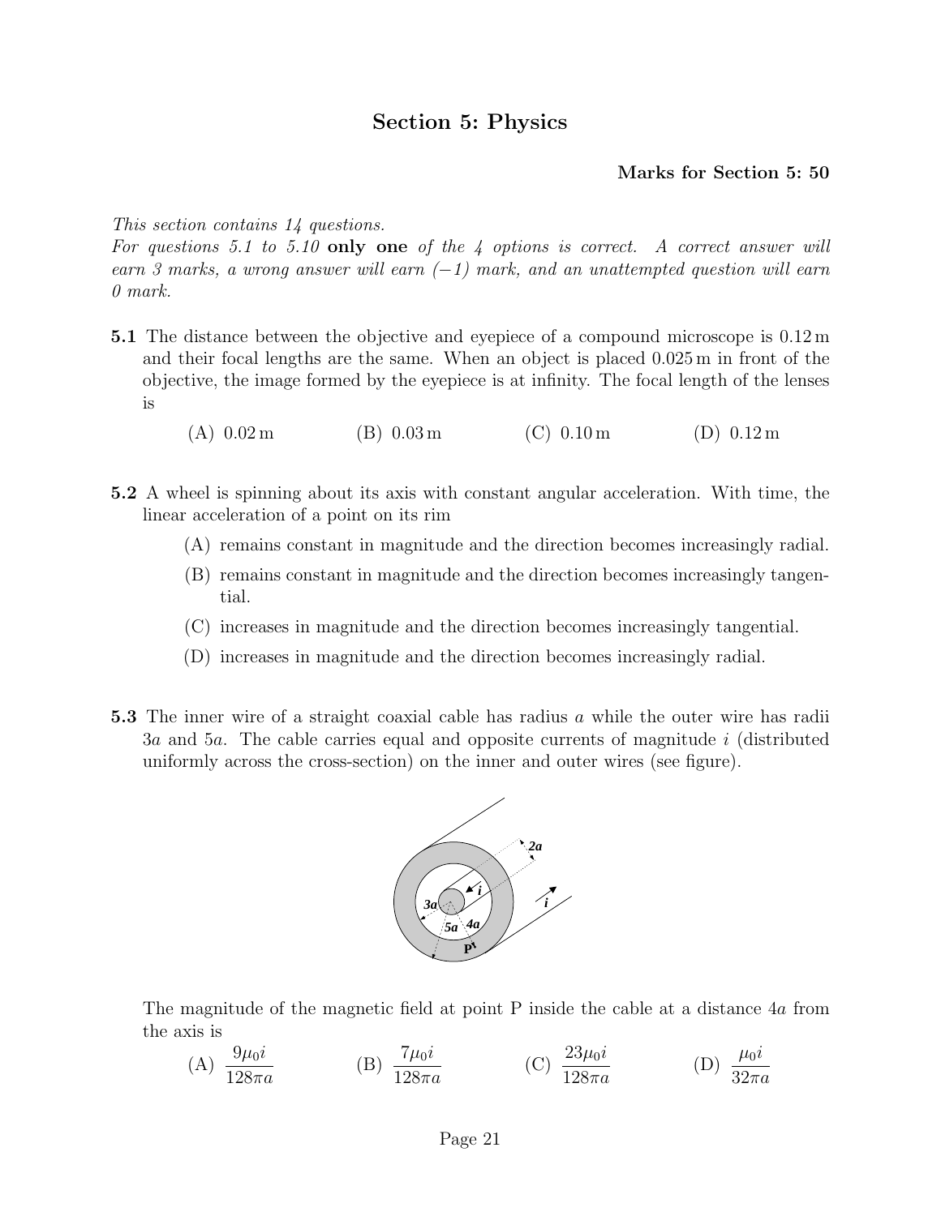## Section 5: Physics

**Marks for Section 5: 50**

*This section contains 14 questions.*
*For questions 5.1 to 5.10* **only one** *of the 4 options is correct. A correct answer will earn 3 marks, a wrong answer will earn (−1) mark, and an unattempted question will earn 0 mark.*

**5.1** The distance between the objective and eyepiece of a compound microscope is 0.12 m and their focal lengths are the same. When an object is placed 0.025 m in front of the objective, the image formed by the eyepiece is at infinity. The focal length of the lenses is

(A) 0.02 m (B) 0.03 m (C) 0.10 m (D) 0.12 m

**5.2** A wheel is spinning about its axis with constant angular acceleration. With time, the linear acceleration of a point on its rim

(A) remains constant in magnitude and the direction becomes increasingly radial.

(B) remains constant in magnitude and the direction becomes increasingly tangential.

(C) increases in magnitude and the direction becomes increasingly tangential.

(D) increases in magnitude and the direction becomes increasingly radial.

**5.3** The inner wire of a straight coaxial cable has radius $a$ while the outer wire has radii $3a$ and $5a$. The cable carries equal and opposite currents of magnitude $i$ (distributed uniformly across the cross-section) on the inner and outer wires (see figure).

The magnitude of the magnetic field at point P inside the cable at a distance $4a$ from the axis is

(A) $\dfrac{9\mu_0 i}{128\pi a}$ (B) $\dfrac{7\mu_0 i}{128\pi a}$ (C) $\dfrac{23\mu_0 i}{128\pi a}$ (D) $\dfrac{\mu_0 i}{32\pi a}$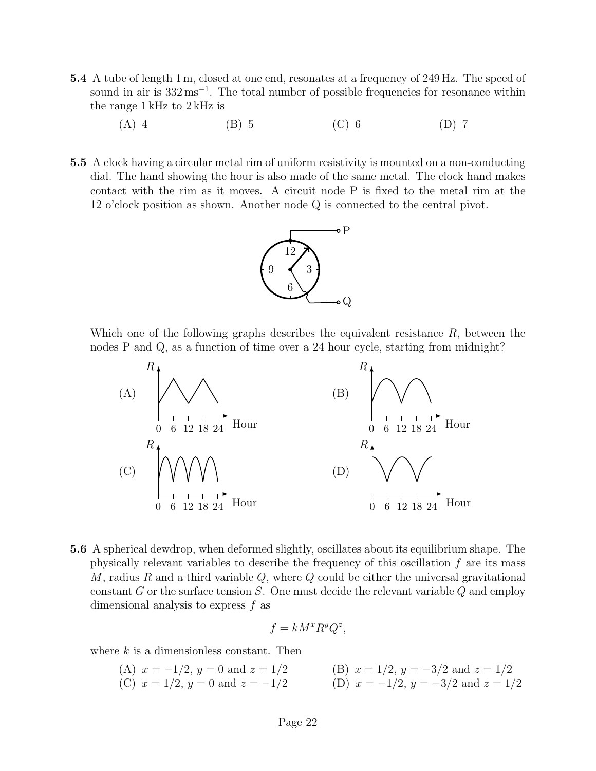**5.4** A tube of length 1 m, closed at one end, resonates at a frequency of 249 Hz. The speed of sound in air is 332 ms$^{-1}$. The total number of possible frequencies for resonance within the range 1 kHz to 2 kHz is

(A) 4 (B) 5 (C) 6 (D) 7

**5.5** A clock having a circular metal rim of uniform resistivity is mounted on a non-conducting dial. The hand showing the hour is also made of the same metal. The clock hand makes contact with the rim as it moves. A circuit node P is fixed to the metal rim at the 12 o'clock position as shown. Another node Q is connected to the central pivot.

Which one of the following graphs describes the equivalent resistance $R$, between the nodes P and Q, as a function of time over a 24 hour cycle, starting from midnight?

(A) (B) (C) (D)

**5.6** A spherical dewdrop, when deformed slightly, oscillates about its equilibrium shape. The physically relevant variables to describe the frequency of this oscillation $f$ are its mass $M$, radius $R$ and a third variable $Q$, where $Q$ could be either the universal gravitational constant $G$ or the surface tension $S$. One must decide the relevant variable $Q$ and employ dimensional analysis to express $f$ as

$$f = kM^x R^y Q^z,$$

where $k$ is a dimensionless constant. Then

(A) $x = -1/2$, $y = 0$ and $z = 1/2$

(B) $x = 1/2$, $y = -3/2$ and $z = 1/2$

(C) $x = 1/2$, $y = 0$ and $z = -1/2$

(D) $x = -1/2$, $y = -3/2$ and $z = 1/2$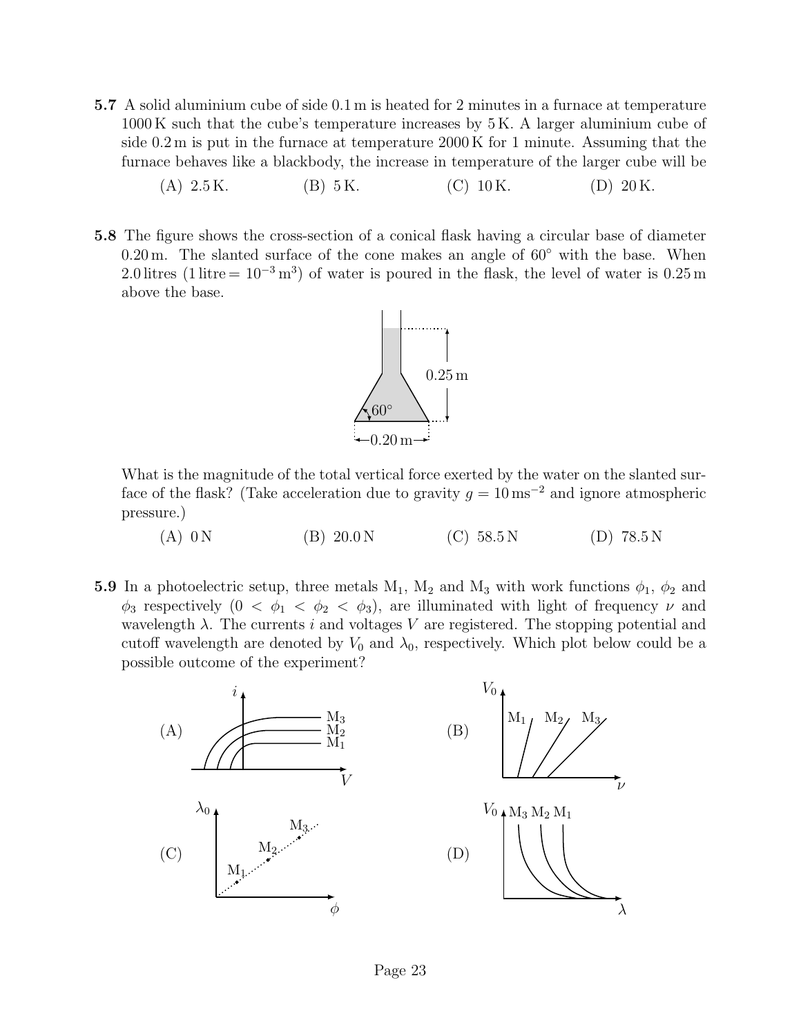**5.7** A solid aluminium cube of side 0.1 m is heated for 2 minutes in a furnace at temperature 1000 K such that the cube's temperature increases by 5 K. A larger aluminium cube of side 0.2 m is put in the furnace at temperature 2000 K for 1 minute. Assuming that the furnace behaves like a blackbody, the increase in temperature of the larger cube will be

(A) 2.5 K. (B) 5 K. (C) 10 K. (D) 20 K.

**5.8** The figure shows the cross-section of a conical flask having a circular base of diameter 0.20 m. The slanted surface of the cone makes an angle of $60^\circ$ with the base. When 2.0 litres (1 litre $= 10^{-3}\,\mathrm{m}^3$) of water is poured in the flask, the level of water is 0.25 m above the base.

What is the magnitude of the total vertical force exerted by the water on the slanted surface of the flask? (Take acceleration due to gravity $g = 10\,\mathrm{ms}^{-2}$ and ignore atmospheric pressure.)

(A) 0 N (B) 20.0 N (C) 58.5 N (D) 78.5 N

**5.9** In a photoelectric setup, three metals $\mathrm{M}_1$, $\mathrm{M}_2$ and $\mathrm{M}_3$ with work functions $\phi_1$, $\phi_2$ and $\phi_3$ respectively ($0 < \phi_1 < \phi_2 < \phi_3$), are illuminated with light of frequency $\nu$ and wavelength $\lambda$. The currents $i$ and voltages $V$ are registered. The stopping potential and cutoff wavelength are denoted by $V_0$ and $\lambda_0$, respectively. Which plot below could be a possible outcome of the experiment?

(A) (B)

(C) (D)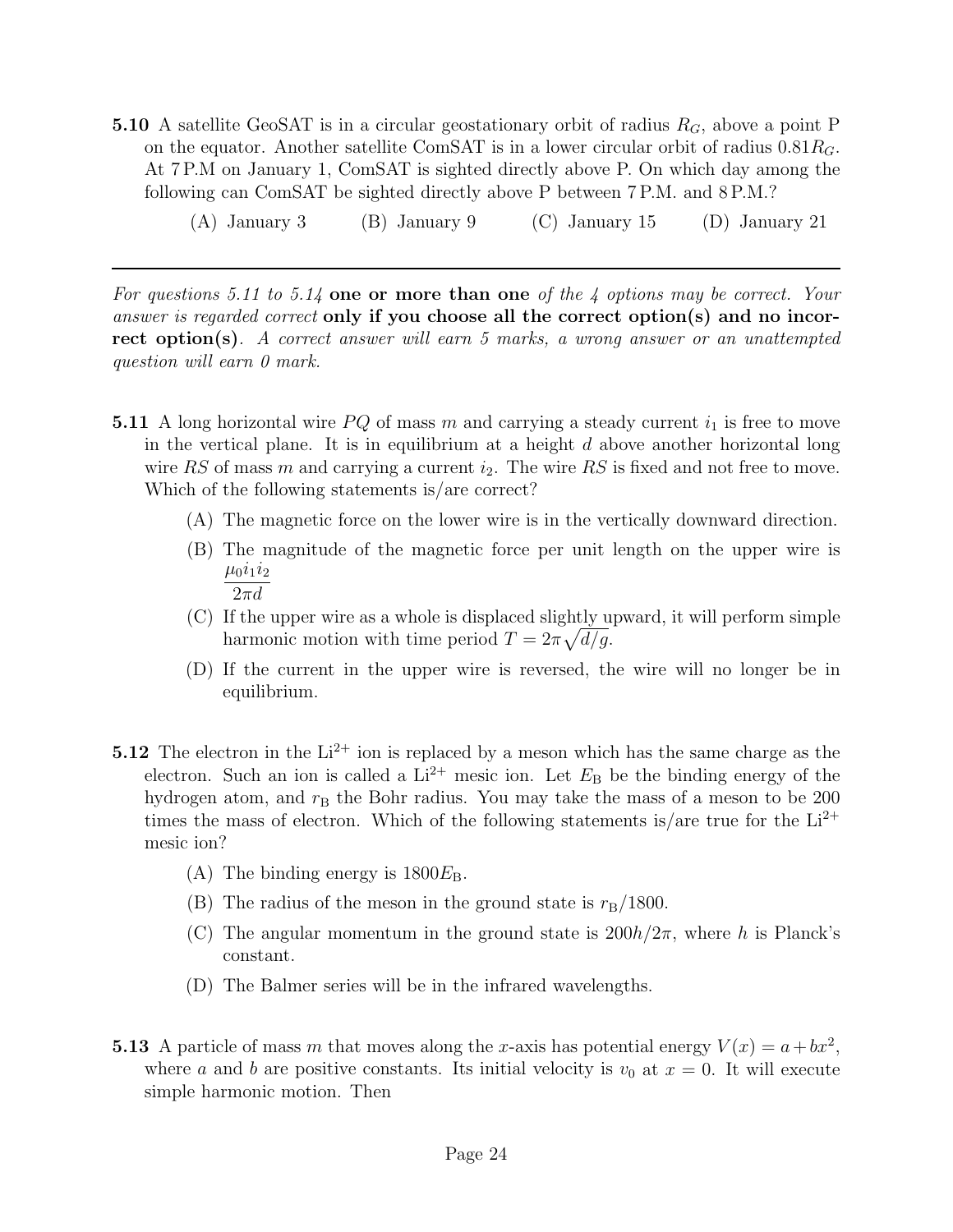**5.10** A satellite GeoSAT is in a circular geostationary orbit of radius $R_G$, above a point P on the equator. Another satellite ComSAT is in a lower circular orbit of radius $0.81R_G$. At 7 P.M on January 1, ComSAT is sighted directly above P. On which day among the following can ComSAT be sighted directly above P between 7 P.M. and 8 P.M.?

(A) January 3 (B) January 9 (C) January 15 (D) January 21

---

*For questions 5.11 to 5.14* **one or more than one** *of the 4 options may be correct. Your answer is regarded correct* **only if you choose all the correct option(s) and no incorrect option(s)**. *A correct answer will earn 5 marks, a wrong answer or an unattempted question will earn 0 mark.*

**5.11** A long horizontal wire $PQ$ of mass $m$ and carrying a steady current $i_1$ is free to move in the vertical plane. It is in equilibrium at a height $d$ above another horizontal long wire $RS$ of mass $m$ and carrying a current $i_2$. The wire $RS$ is fixed and not free to move. Which of the following statements is/are correct?

(A) The magnetic force on the lower wire is in the vertically downward direction.

(B) The magnitude of the magnetic force per unit length on the upper wire is $\dfrac{\mu_0 i_1 i_2}{2\pi d}$

(C) If the upper wire as a whole is displaced slightly upward, it will perform simple harmonic motion with time period $T = 2\pi\sqrt{d/g}$.

(D) If the current in the upper wire is reversed, the wire will no longer be in equilibrium.

**5.12** The electron in the $Li^{2+}$ ion is replaced by a meson which has the same charge as the electron. Such an ion is called a $Li^{2+}$ mesic ion. Let $E_B$ be the binding energy of the hydrogen atom, and $r_B$ the Bohr radius. You may take the mass of a meson to be 200 times the mass of electron. Which of the following statements is/are true for the $Li^{2+}$ mesic ion?

(A) The binding energy is $1800E_B$.

(B) The radius of the meson in the ground state is $r_B/1800$.

(C) The angular momentum in the ground state is $200h/2\pi$, where $h$ is Planck's constant.

(D) The Balmer series will be in the infrared wavelengths.

**5.13** A particle of mass $m$ that moves along the $x$-axis has potential energy $V(x) = a + bx^2$, where $a$ and $b$ are positive constants. Its initial velocity is $v_0$ at $x = 0$. It will execute simple harmonic motion. Then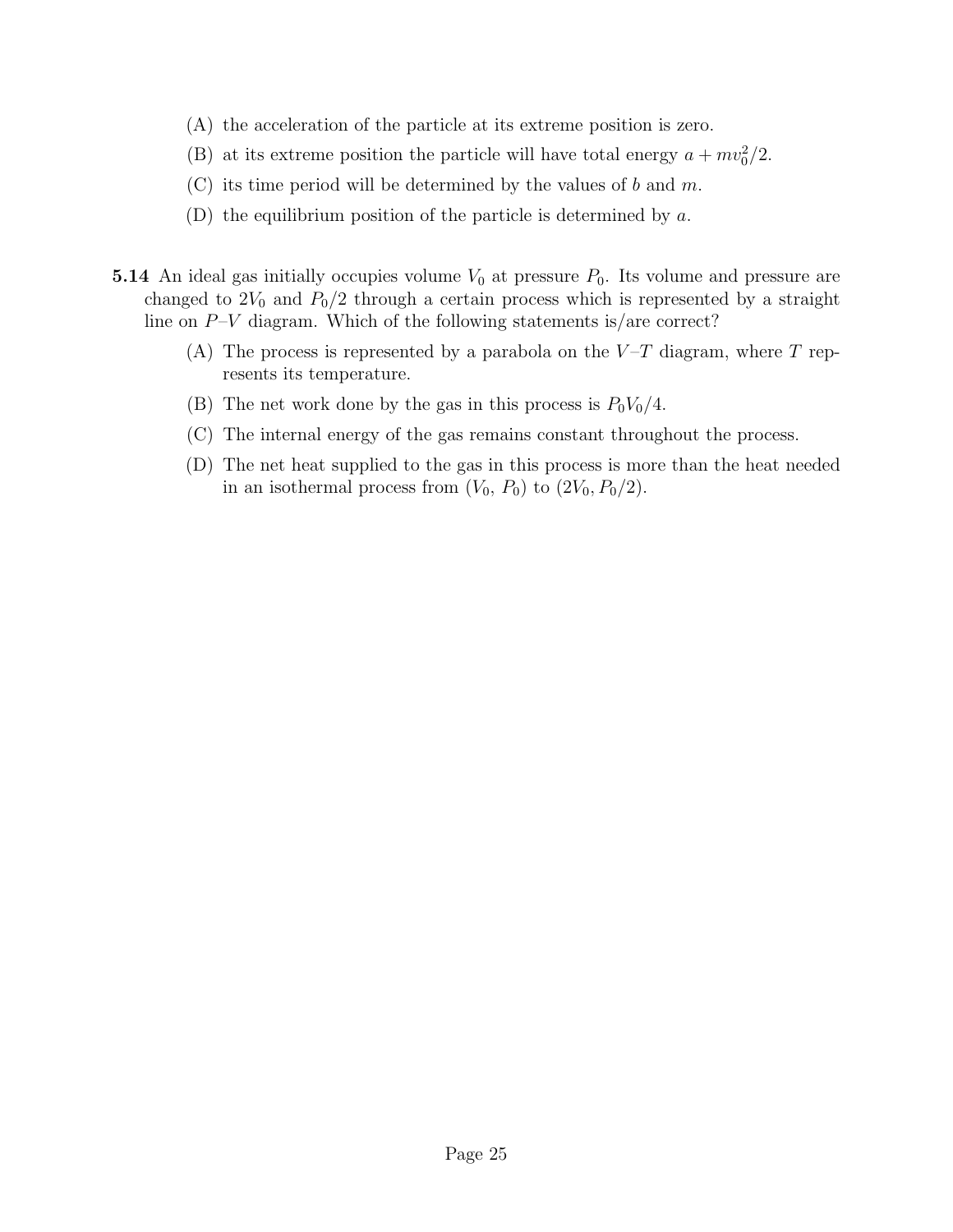(A) the acceleration of the particle at its extreme position is zero.

(B) at its extreme position the particle will have total energy $a + mv_0^2/2$.

(C) its time period will be determined by the values of $b$ and $m$.

(D) the equilibrium position of the particle is determined by $a$.

**5.14** An ideal gas initially occupies volume $V_0$ at pressure $P_0$. Its volume and pressure are changed to $2V_0$ and $P_0/2$ through a certain process which is represented by a straight line on $P$–$V$ diagram. Which of the following statements is/are correct?

(A) The process is represented by a parabola on the $V$–$T$ diagram, where $T$ represents its temperature.

(B) The net work done by the gas in this process is $P_0V_0/4$.

(C) The internal energy of the gas remains constant throughout the process.

(D) The net heat supplied to the gas in this process is more than the heat needed in an isothermal process from $(V_0, P_0)$ to $(2V_0, P_0/2)$.